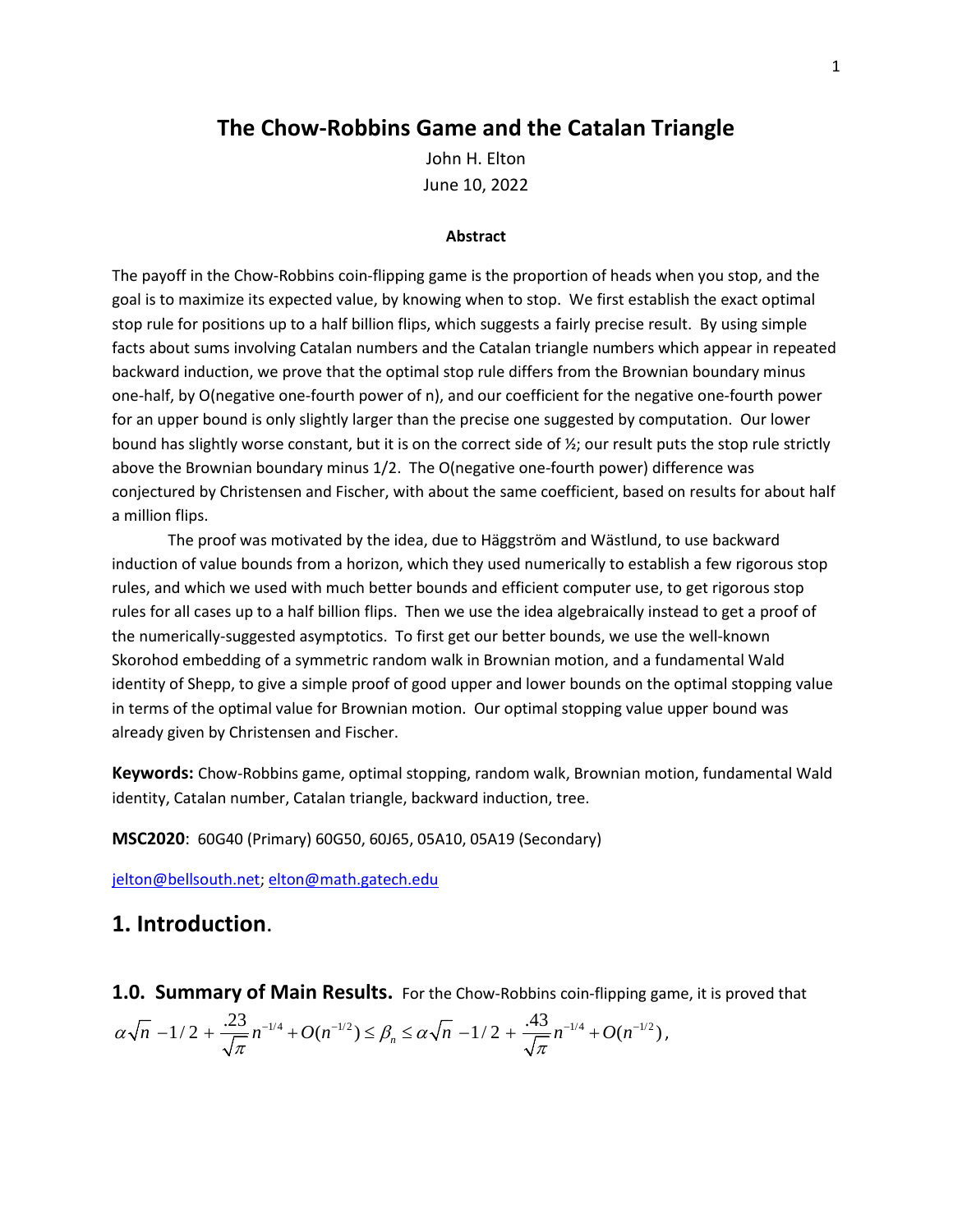# The Chow-Robbins Game and the Catalan Triangle

John H. Elton

June 10, 2022

**Abstract**

The payoff in the Chow-Robbins coin-flipping game is the proportion of heads when you stop, and the goal is to maximize its expected value, by knowing when to stop. We first establish the exact optimal stop rule for positions up to a half billion flips, which suggests a fairly precise result. By using simple facts about sums involving Catalan numbers and the Catalan triangle numbers which appear in repeated backward induction, we prove that the optimal stop rule differs from the Brownian boundary minus one-half, by O(negative one-fourth power of n), and our coefficient for the negative one-fourth power for an upper bound is only slightly larger than the precise one suggested by computation. Our lower bound has slightly worse constant, but it is on the correct side of ½; our result puts the stop rule strictly above the Brownian boundary minus 1/2. The O(negative one-fourth power) difference was conjectured by Christensen and Fischer, with about the same coefficient, based on results for about half a million flips.

The proof was motivated by the idea, due to Häggström and Wästlund, to use backward induction of value bounds from a horizon, which they used numerically to establish a few rigorous stop rules, and which we used with much better bounds and efficient computer use, to get rigorous stop rules for all cases up to a half billion flips. Then we use the idea algebraically instead to get a proof of the numerically-suggested asymptotics. To first get our better bounds, we use the well-known Skorohod embedding of a symmetric random walk in Brownian motion, and a fundamental Wald identity of Shepp, to give a simple proof of good upper and lower bounds on the optimal stopping value in terms of the optimal value for Brownian motion. Our optimal stopping value upper bound was already given by Christensen and Fischer.

**Keywords:** Chow-Robbins game, optimal stopping, random walk, Brownian motion, fundamental Wald identity, Catalan number, Catalan triangle, backward induction, tree.

**MSC2020**: 60G40 (Primary) 60G50, 60J65, 05A10, 05A19 (Secondary)

jelton@bellsouth.net; elton@math.gatech.edu

## 1. Introduction.

### 1.0. Summary of Main Results.

For the Chow-Robbins coin-flipping game, it is proved that

$$\alpha\sqrt{n} - 1/2 + \frac{.23}{\sqrt{\pi}} n^{-1/4} + O(n^{-1/2}) \le \beta_n \le \alpha\sqrt{n} - 1/2 + \frac{.43}{\sqrt{\pi}} n^{-1/4} + O(n^{-1/2}),$$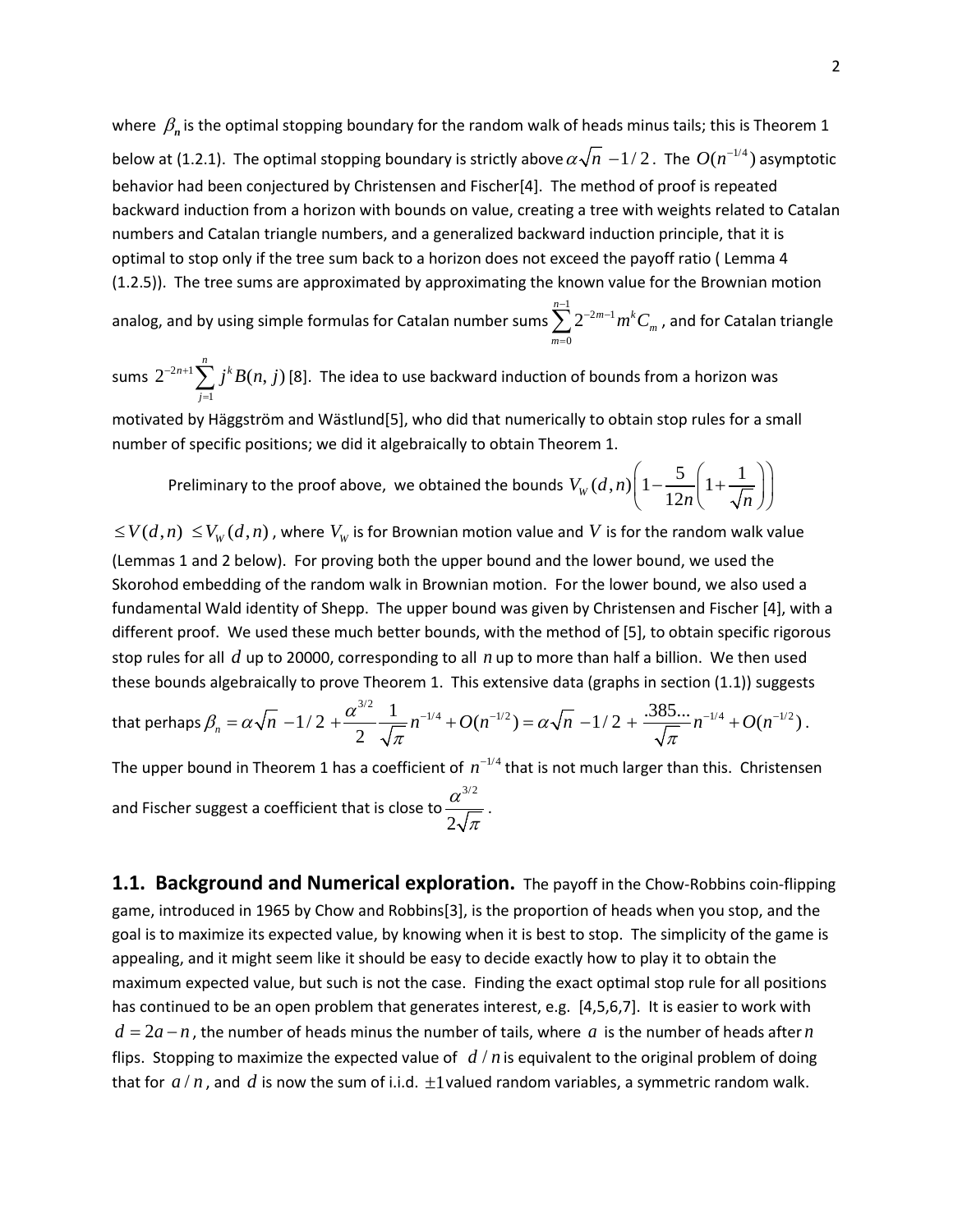where $\beta_n$ is the optimal stopping boundary for the random walk of heads minus tails; this is Theorem 1 below at (1.2.1). The optimal stopping boundary is strictly above $\alpha\sqrt{n}\,-1/2$. The $O(n^{-1/4})$ asymptotic behavior had been conjectured by Christensen and Fischer[4]. The method of proof is repeated backward induction from a horizon with bounds on value, creating a tree with weights related to Catalan numbers and Catalan triangle numbers, and a generalized backward induction principle, that it is optimal to stop only if the tree sum back to a horizon does not exceed the payoff ratio ( Lemma 4 (1.2.5)). The tree sums are approximated by approximating the known value for the Brownian motion analog, and by using simple formulas for Catalan number sums $\sum_{m=0}^{n-1} 2^{-2m-1} m^k C_m$ , and for Catalan triangle sums $2^{-2n+1}\sum_{j=1}^{n} j^k B(n,j)$ [8]. The idea to use backward induction of bounds from a horizon was motivated by Häggström and Wästlund[5], who did that numerically to obtain stop rules for a small number of specific positions; we did it algebraically to obtain Theorem 1.

Preliminary to the proof above, we obtained the bounds $V_W(d,n)\left(1-\frac{5}{12n}\left(1+\frac{1}{\sqrt{n}}\right)\right) \le V(d,n) \le V_W(d,n)$, where $V_W$ is for Brownian motion value and $V$ is for the random walk value (Lemmas 1 and 2 below). For proving both the upper bound and the lower bound, we used the Skorohod embedding of the random walk in Brownian motion. For the lower bound, we also used a fundamental Wald identity of Shepp. The upper bound was given by Christensen and Fischer [4], with a different proof. We used these much better bounds, with the method of [5], to obtain specific rigorous stop rules for all $d$ up to 20000, corresponding to all $n$ up to more than half a billion. We then used these bounds algebraically to prove Theorem 1. This extensive data (graphs in section (1.1)) suggests that perhaps $\beta_n = \alpha\sqrt{n}\,-1/2 + \frac{\alpha^{3/2}}{2}\frac{1}{\sqrt{\pi}}n^{-1/4} + O(n^{-1/2}) = \alpha\sqrt{n}\,-1/2 + \frac{.385...}{\sqrt{\pi}}n^{-1/4} + O(n^{-1/2})$.

The upper bound in Theorem 1 has a coefficient of $n^{-1/4}$ that is not much larger than this. Christensen and Fischer suggest a coefficient that is close to $\frac{\alpha^{3/2}}{2\sqrt{\pi}}$.

## 1.1. Background and Numerical exploration.

The payoff in the Chow-Robbins coin-flipping game, introduced in 1965 by Chow and Robbins[3], is the proportion of heads when you stop, and the goal is to maximize its expected value, by knowing when it is best to stop. The simplicity of the game is appealing, and it might seem like it should be easy to decide exactly how to play it to obtain the maximum expected value, but such is not the case. Finding the exact optimal stop rule for all positions has continued to be an open problem that generates interest, e.g. [4,5,6,7]. It is easier to work with $d = 2a - n$, the number of heads minus the number of tails, where $a$ is the number of heads after $n$ flips. Stopping to maximize the expected value of $d/n$ is equivalent to the original problem of doing that for $a/n$, and $d$ is now the sum of i.i.d. $\pm 1$ valued random variables, a symmetric random walk.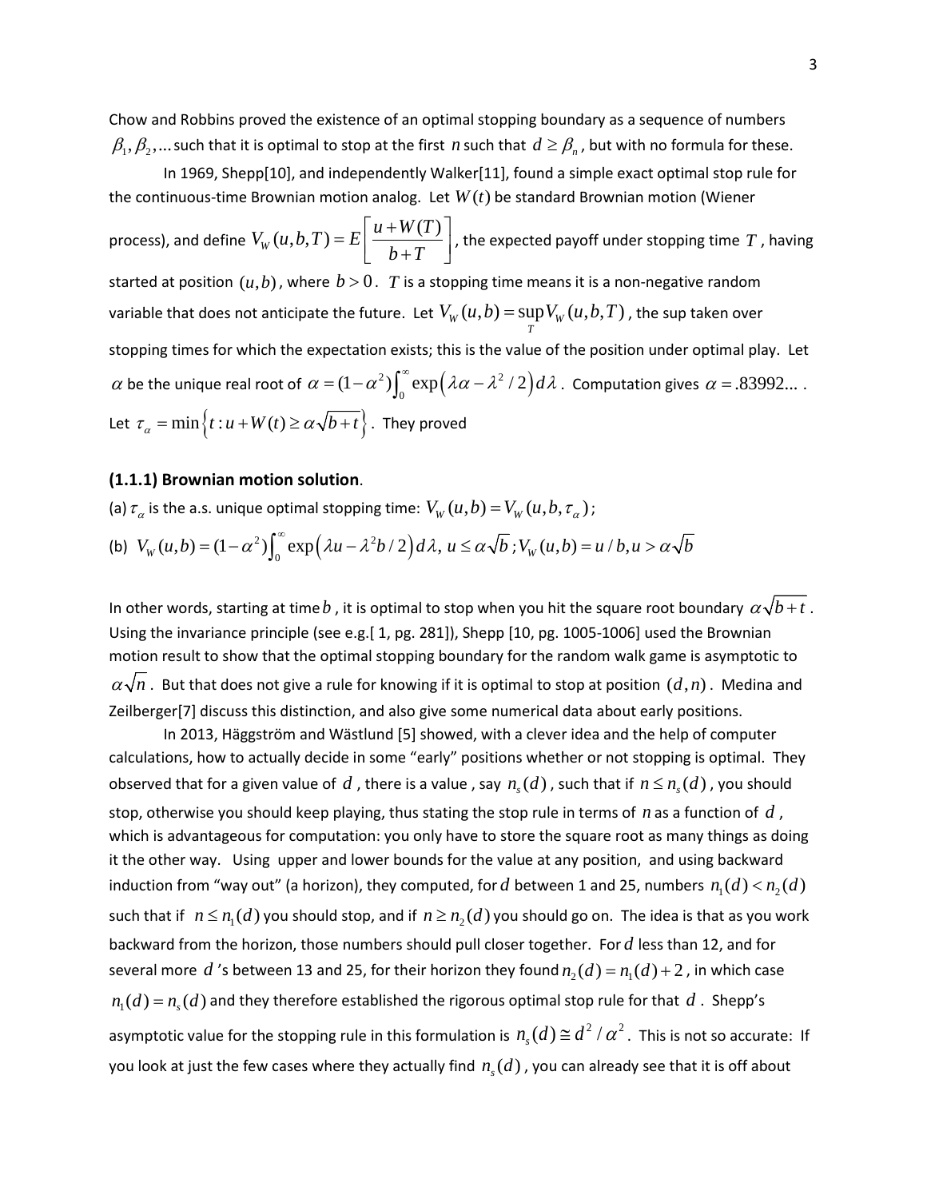Chow and Robbins proved the existence of an optimal stopping boundary as a sequence of numbers $\beta_1, \beta_2, \ldots$ such that it is optimal to stop at the first $n$ such that $d \geq \beta_n$, but with no formula for these.

In 1969, Shepp[10], and independently Walker[11], found a simple exact optimal stop rule for the continuous-time Brownian motion analog. Let $W(t)$ be standard Brownian motion (Wiener process), and define $V_W(u,b,T) = E\left[\frac{u+W(T)}{b+T}\right]$, the expected payoff under stopping time $T$, having started at position $(u,b)$, where $b > 0$. $T$ is a stopping time means it is a non-negative random variable that does not anticipate the future. Let $V_W(u,b) = \sup_T V_W(u,b,T)$, the sup taken over stopping times for which the expectation exists; this is the value of the position under optimal play. Let $\alpha$ be the unique real root of $\alpha = (1-\alpha^2)\int_0^\infty \exp\left(\lambda\alpha - \lambda^2/2\right)d\lambda$. Computation gives $\alpha = .83992\ldots$. Let $\tau_\alpha = \min\left\{t : u + W(t) \geq \alpha\sqrt{b+t}\right\}$. They proved

**(1.1.1) Brownian motion solution**.

(a) $\tau_\alpha$ is the a.s. unique optimal stopping time: $V_W(u,b) = V_W(u,b,\tau_\alpha)$;

(b) $V_W(u,b) = (1-\alpha^2)\int_0^\infty \exp\left(\lambda u - \lambda^2 b/2\right)d\lambda,\ u \leq \alpha\sqrt{b}\,; V_W(u,b) = u/b, u > \alpha\sqrt{b}$

In other words, starting at time $b$, it is optimal to stop when you hit the square root boundary $\alpha\sqrt{b+t}$. Using the invariance principle (see e.g.[ 1, pg. 281]), Shepp [10, pg. 1005-1006] used the Brownian motion result to show that the optimal stopping boundary for the random walk game is asymptotic to $\alpha\sqrt{n}$. But that does not give a rule for knowing if it is optimal to stop at position $(d,n)$. Medina and Zeilberger[7] discuss this distinction, and also give some numerical data about early positions.

In 2013, Häggström and Wästlund [5] showed, with a clever idea and the help of computer calculations, how to actually decide in some "early" positions whether or not stopping is optimal. They observed that for a given value of $d$, there is a value , say $n_s(d)$, such that if $n \leq n_s(d)$, you should stop, otherwise you should keep playing, thus stating the stop rule in terms of $n$ as a function of $d$, which is advantageous for computation: you only have to store the square root as many things as doing it the other way. Using upper and lower bounds for the value at any position, and using backward induction from "way out" (a horizon), they computed, for $d$ between 1 and 25, numbers $n_1(d) < n_2(d)$ such that if $n \leq n_1(d)$ you should stop, and if $n \geq n_2(d)$ you should go on. The idea is that as you work backward from the horizon, those numbers should pull closer together. For $d$ less than 12, and for several more $d$'s between 13 and 25, for their horizon they found $n_2(d) = n_1(d) + 2$, in which case $n_1(d) = n_s(d)$ and they therefore established the rigorous optimal stop rule for that $d$. Shepp's asymptotic value for the stopping rule in this formulation is $n_s(d) \cong d^2/\alpha^2$. This is not so accurate: If you look at just the few cases where they actually find $n_s(d)$, you can already see that it is off about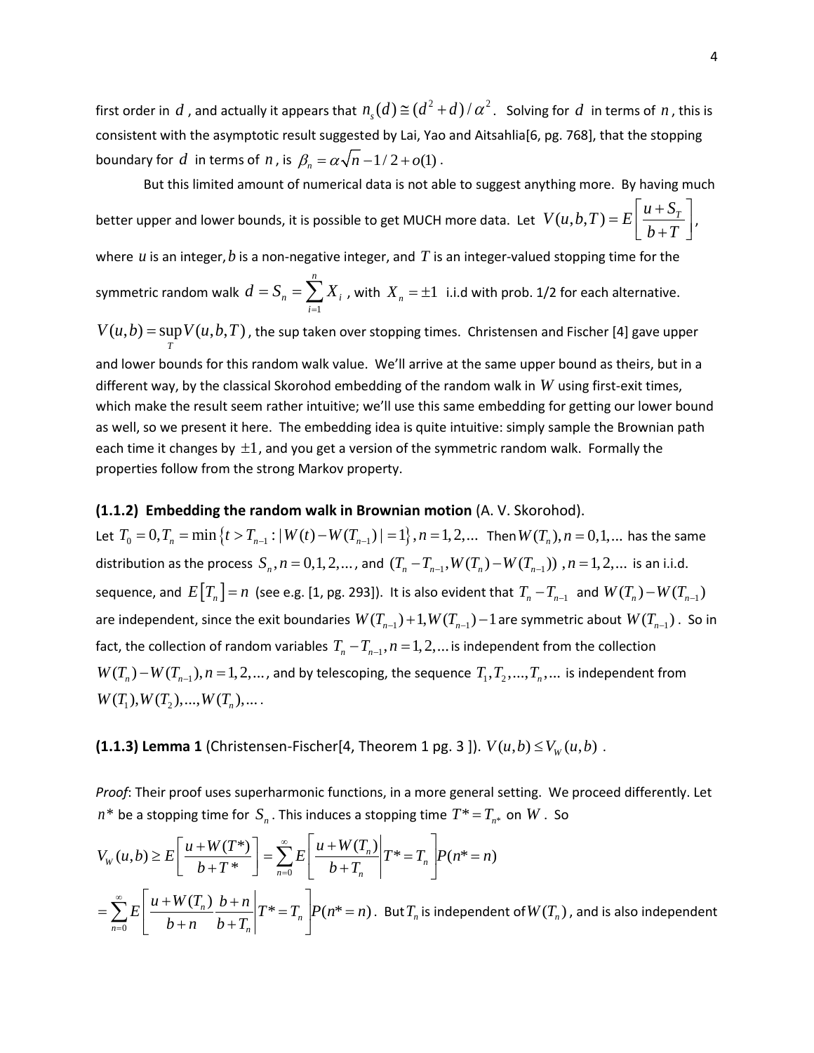first order in $d$, and actually it appears that $n_s(d) \cong (d^2 + d)/\alpha^2$. Solving for $d$ in terms of $n$, this is consistent with the asymptotic result suggested by Lai, Yao and Aitsahlia[6, pg. 768], that the stopping boundary for $d$ in terms of $n$, is $\beta_n = \alpha\sqrt{n} - 1/2 + o(1)$.

But this limited amount of numerical data is not able to suggest anything more. By having much better upper and lower bounds, it is possible to get MUCH more data. Let $V(u,b,T) = E\left[\dfrac{u + S_T}{b + T}\right]$, where $u$ is an integer, $b$ is a non-negative integer, and $T$ is an integer-valued stopping time for the symmetric random walk $d = S_n = \sum_{i=1}^{n} X_i$, with $X_n = \pm 1$ i.i.d with prob. 1/2 for each alternative. $V(u,b) = \sup_T V(u,b,T)$, the sup taken over stopping times. Christensen and Fischer [4] gave upper and lower bounds for this random walk value. We'll arrive at the same upper bound as theirs, but in a different way, by the classical Skorohod embedding of the random walk in $W$ using first-exit times, which make the result seem rather intuitive; we'll use this same embedding for getting our lower bound as well, so we present it here. The embedding idea is quite intuitive: simply sample the Brownian path each time it changes by $\pm 1$, and you get a version of the symmetric random walk. Formally the properties follow from the strong Markov property.

**(1.1.2) Embedding the random walk in Brownian motion** (A. V. Skorohod).

Let $T_0 = 0, T_n = \min\{t > T_{n-1} : |W(t) - W(T_{n-1})| = 1\}, n = 1, 2, \ldots$ Then $W(T_n), n = 0, 1, \ldots$ has the same distribution as the process $S_n, n = 0, 1, 2, \ldots$, and $(T_n - T_{n-1}, W(T_n) - W(T_{n-1}))$, $n = 1, 2, \ldots$ is an i.i.d. sequence, and $E[T_n] = n$ (see e.g. [1, pg. 293]). It is also evident that $T_n - T_{n-1}$ and $W(T_n) - W(T_{n-1})$ are independent, since the exit boundaries $W(T_{n-1}) + 1, W(T_{n-1}) - 1$ are symmetric about $W(T_{n-1})$. So in fact, the collection of random variables $T_n - T_{n-1}, n = 1, 2, \ldots$ is independent from the collection $W(T_n) - W(T_{n-1}), n = 1, 2, \ldots$, and by telescoping, the sequence $T_1, T_2, \ldots, T_n, \ldots$ is independent from $W(T_1), W(T_2), \ldots, W(T_n), \ldots$.

**(1.1.3) Lemma 1** (Christensen-Fischer[4, Theorem 1 pg. 3 ]). $V(u,b) \le V_W(u,b)$.

*Proof*: Their proof uses superharmonic functions, in a more general setting. We proceed differently. Let $n^*$ be a stopping time for $S_n$. This induces a stopping time $T^* = T_{n^*}$ on $W$. So

$$V_W(u,b) \ge E\left[\frac{u + W(T^*)}{b + T^*}\right] = \sum_{n=0}^{\infty} E\left[\frac{u + W(T_n)}{b + T_n}\middle| T^* = T_n\right] P(n^* = n)$$

$= \sum_{n=0}^{\infty} E\left[\dfrac{u + W(T_n)}{b + n}\dfrac{b + n}{b + T_n}\middle| T^* = T_n\right] P(n^* = n)$. But $T_n$ is independent of $W(T_n)$, and is also independent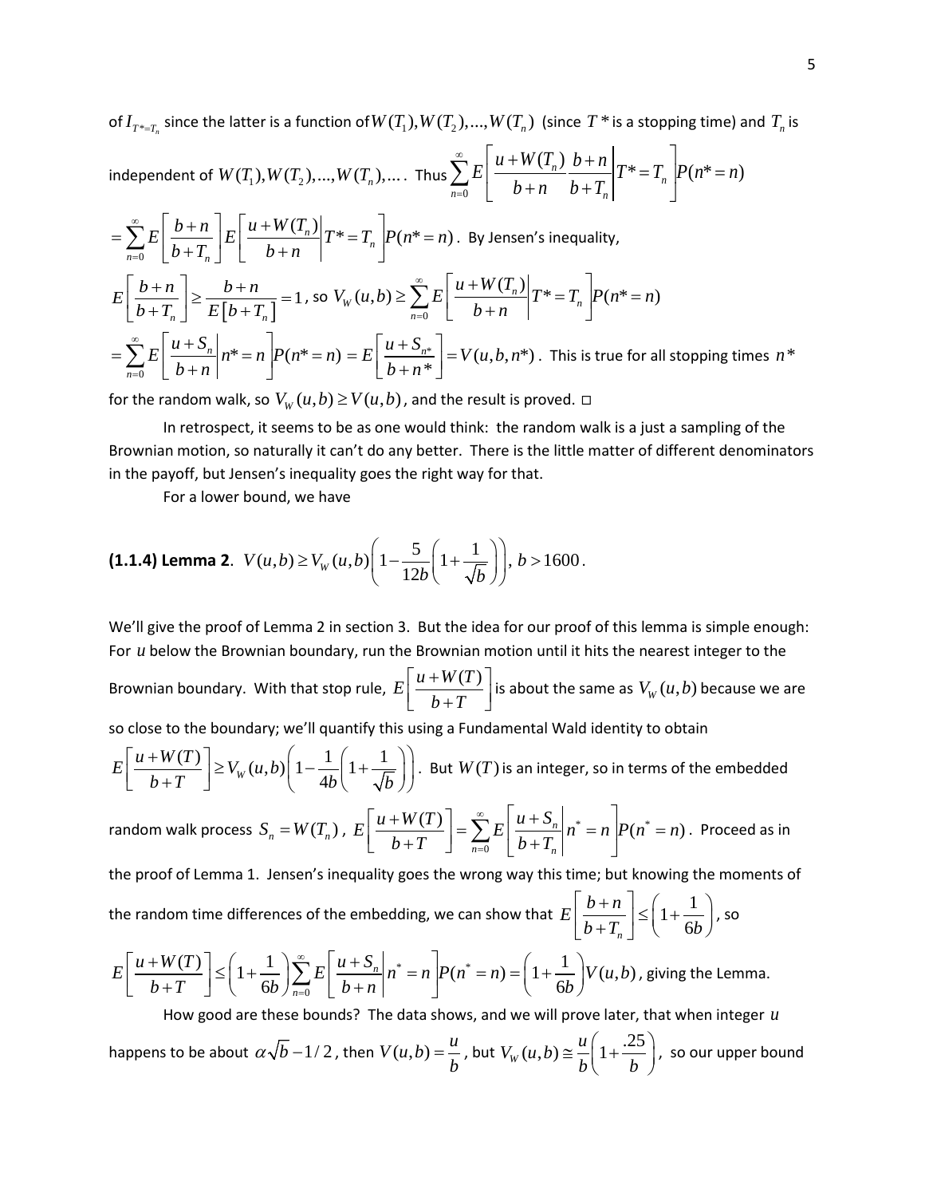of $I_{T^*=T_n}$ since the latter is a function of $W(T_1), W(T_2), ..., W(T_n)$ (since $T^*$ is a stopping time) and $T_n$ is independent of $W(T_1), W(T_2), ..., W(T_n), ...$. Thus $\sum_{n=0}^{\infty} E\left[\frac{u+W(T_n)}{b+n}\frac{b+n}{b+T_n}\middle| T^*=T_n\right]P(n^*=n)$

$= \sum_{n=0}^{\infty} E\left[\frac{b+n}{b+T_n}\right]E\left[\frac{u+W(T_n)}{b+n}\middle| T^*=T_n\right]P(n^*=n)$. By Jensen's inequality,

$E\left[\frac{b+n}{b+T_n}\right] \geq \frac{b+n}{E[b+T_n]} = 1$, so $V_W(u,b) \geq \sum_{n=0}^{\infty} E\left[\frac{u+W(T_n)}{b+n}\middle| T^*=T_n\right]P(n^*=n)$

$= \sum_{n=0}^{\infty} E\left[\frac{u+S_n}{b+n}\middle| n^*=n\right]P(n^*=n) = E\left[\frac{u+S_{n^*}}{b+n^*}\right] = V(u,b,n^*)$. This is true for all stopping times $n^*$ for the random walk, so $V_W(u,b) \geq V(u,b)$, and the result is proved. □

In retrospect, it seems to be as one would think: the random walk is a just a sampling of the Brownian motion, so naturally it can't do any better. There is the little matter of different denominators in the payoff, but Jensen's inequality goes the right way for that.

For a lower bound, we have

**(1.1.4) Lemma 2**. $V(u,b) \geq V_W(u,b)\left(1 - \frac{5}{12b}\left(1 + \frac{1}{\sqrt{b}}\right)\right)$, $b > 1600$.

We'll give the proof of Lemma 2 in section 3. But the idea for our proof of this lemma is simple enough: For $u$ below the Brownian boundary, run the Brownian motion until it hits the nearest integer to the Brownian boundary. With that stop rule, $E\left[\frac{u+W(T)}{b+T}\right]$ is about the same as $V_W(u,b)$ because we are so close to the boundary; we'll quantify this using a Fundamental Wald identity to obtain $E\left[\frac{u+W(T)}{b+T}\right] \geq V_W(u,b)\left(1 - \frac{1}{4b}\left(1 + \frac{1}{\sqrt{b}}\right)\right)$. But $W(T)$ is an integer, so in terms of the embedded random walk process $S_n = W(T_n)$, $E\left[\frac{u+W(T)}{b+T}\right] = \sum_{n=0}^{\infty} E\left[\frac{u+S_n}{b+T_n}\middle| n^*=n\right]P(n^*=n)$. Proceed as in the proof of Lemma 1. Jensen's inequality goes the wrong way this time; but knowing the moments of the random time differences of the embedding, we can show that $E\left[\frac{b+n}{b+T_n}\right] \leq \left(1 + \frac{1}{6b}\right)$, so

$E\left[\frac{u+W(T)}{b+T}\right] \leq \left(1 + \frac{1}{6b}\right)\sum_{n=0}^{\infty} E\left[\frac{u+S_n}{b+n}\middle| n^*=n\right]P(n^*=n) = \left(1 + \frac{1}{6b}\right)V(u,b)$, giving the Lemma.

How good are these bounds? The data shows, and we will prove later, that when integer $u$ happens to be about $\alpha\sqrt{b} - 1/2$, then $V(u,b) = \frac{u}{b}$, but $V_W(u,b) \cong \frac{u}{b}\left(1 + \frac{.25}{b}\right)$, so our upper bound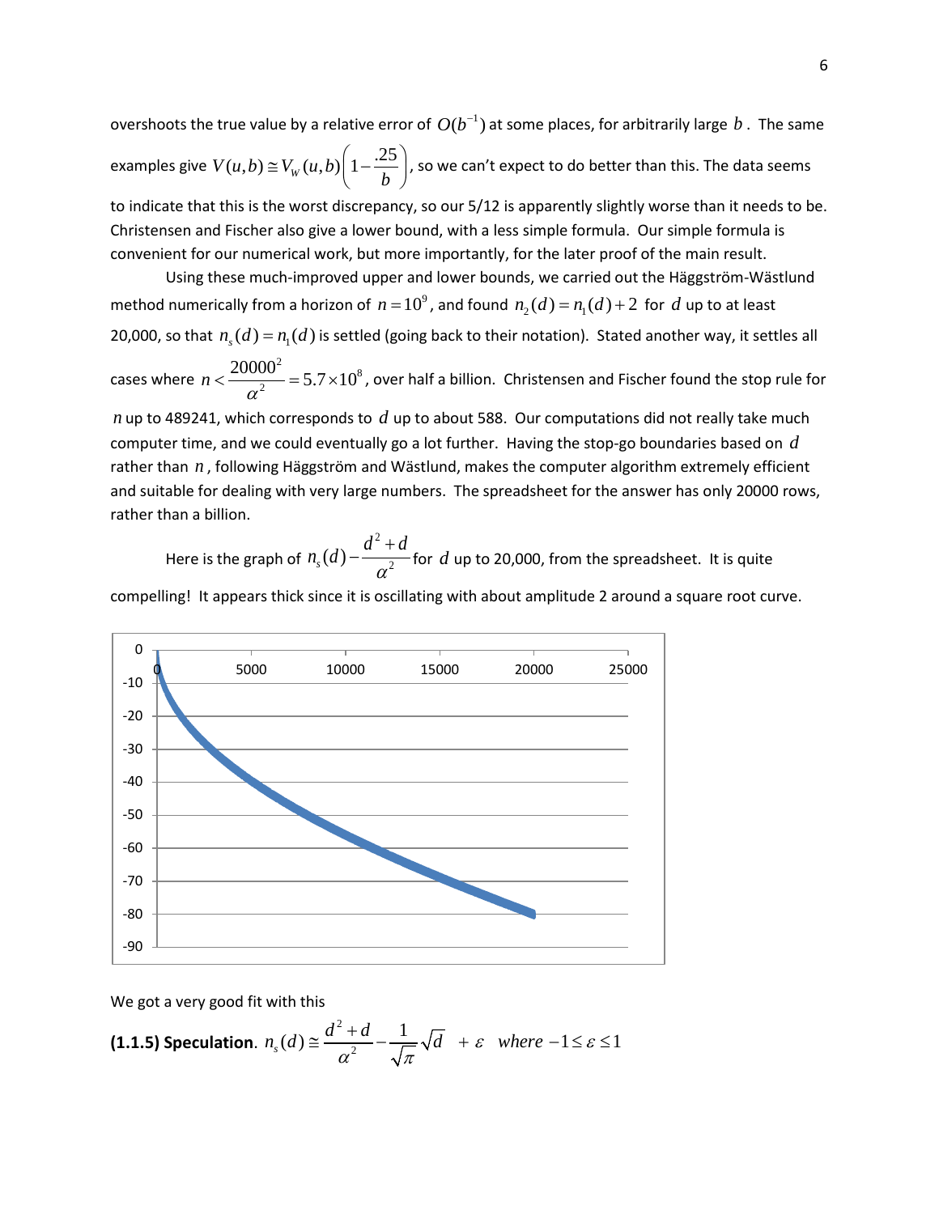overshoots the true value by a relative error of $O(b^{-1})$ at some places, for arbitrarily large $b$. The same examples give $V(u,b) \cong V_W(u,b)\left(1-\frac{.25}{b}\right)$, so we can't expect to do better than this. The data seems to indicate that this is the worst discrepancy, so our 5/12 is apparently slightly worse than it needs to be. Christensen and Fischer also give a lower bound, with a less simple formula. Our simple formula is convenient for our numerical work, but more importantly, for the later proof of the main result.

Using these much-improved upper and lower bounds, we carried out the Häggström-Wästlund method numerically from a horizon of $n = 10^9$, and found $n_2(d) = n_1(d) + 2$ for $d$ up to at least 20,000, so that $n_s(d) = n_1(d)$ is settled (going back to their notation). Stated another way, it settles all cases where $n < \frac{20000^2}{\alpha^2} = 5.7 \times 10^8$, over half a billion. Christensen and Fischer found the stop rule for $n$ up to 489241, which corresponds to $d$ up to about 588. Our computations did not really take much computer time, and we could eventually go a lot further. Having the stop-go boundaries based on $d$ rather than $n$, following Häggström and Wästlund, makes the computer algorithm extremely efficient and suitable for dealing with very large numbers. The spreadsheet for the answer has only 20000 rows, rather than a billion.

Here is the graph of $n_s(d) - \frac{d^2+d}{\alpha^2}$ for $d$ up to 20,000, from the spreadsheet. It is quite compelling! It appears thick since it is oscillating with about amplitude 2 around a square root curve.

We got a very good fit with this

**(1.1.5) Speculation**. $n_s(d) \cong \frac{d^2+d}{\alpha^2} - \frac{1}{\sqrt{\pi}}\sqrt{d} \;\; + \varepsilon \;\; where \; -1 \le \varepsilon \le 1$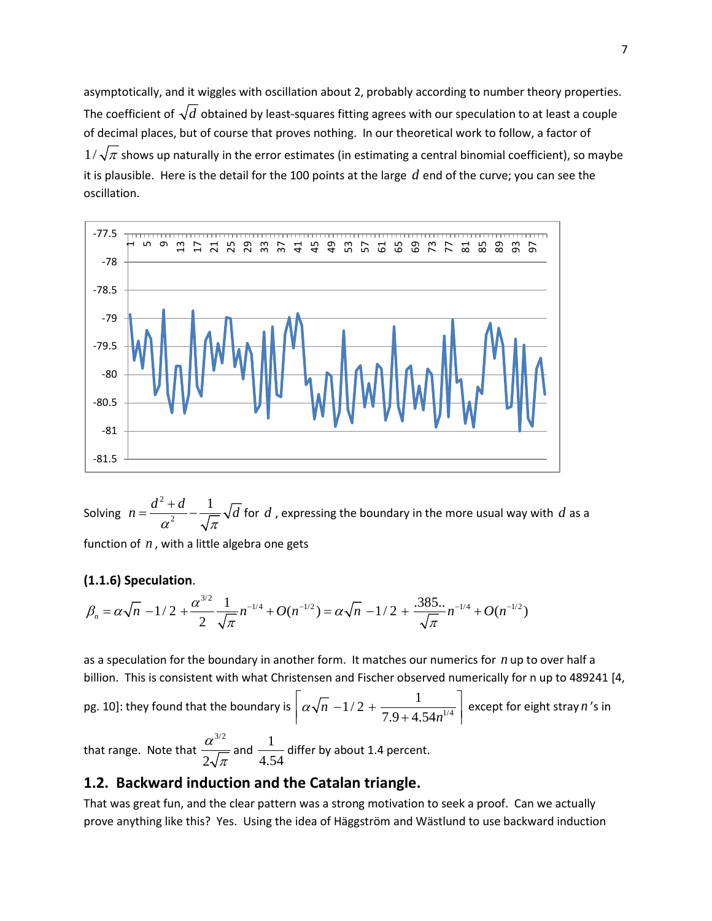asymptotically, and it wiggles with oscillation about 2, probably according to number theory properties. The coefficient of $\sqrt{d}$ obtained by least-squares fitting agrees with our speculation to at least a couple of decimal places, but of course that proves nothing. In our theoretical work to follow, a factor of $1/\sqrt{\pi}$ shows up naturally in the error estimates (in estimating a central binomial coefficient), so maybe it is plausible. Here is the detail for the 100 points at the large $d$ end of the curve; you can see the oscillation.

Solving $n = \dfrac{d^2+d}{\alpha^2} - \dfrac{1}{\sqrt{\pi}}\sqrt{d}$ for $d$, expressing the boundary in the more usual way with $d$ as a function of $n$, with a little algebra one gets

**(1.1.6) Speculation**.

$$\beta_n = \alpha\sqrt{n} - 1/2 + \frac{\alpha^{3/2}}{2}\frac{1}{\sqrt{\pi}}n^{-1/4} + O(n^{-1/2}) = \alpha\sqrt{n} - 1/2 + \frac{.385..}{\sqrt{\pi}}n^{-1/4} + O(n^{-1/2})$$

as a speculation for the boundary in another form. It matches our numerics for $n$ up to over half a billion. This is consistent with what Christensen and Fischer observed numerically for n up to 489241 [4, pg. 10]: they found that the boundary is $\left\lceil \alpha\sqrt{n} - 1/2 + \dfrac{1}{7.9 + 4.54n^{1/4}} \right\rceil$ except for eight stray $n$'s in that range. Note that $\dfrac{\alpha^{3/2}}{2\sqrt{\pi}}$ and $\dfrac{1}{4.54}$ differ by about 1.4 percent.

## 1.2. Backward induction and the Catalan triangle.

That was great fun, and the clear pattern was a strong motivation to seek a proof. Can we actually prove anything like this? Yes. Using the idea of Häggström and Wästlund to use backward induction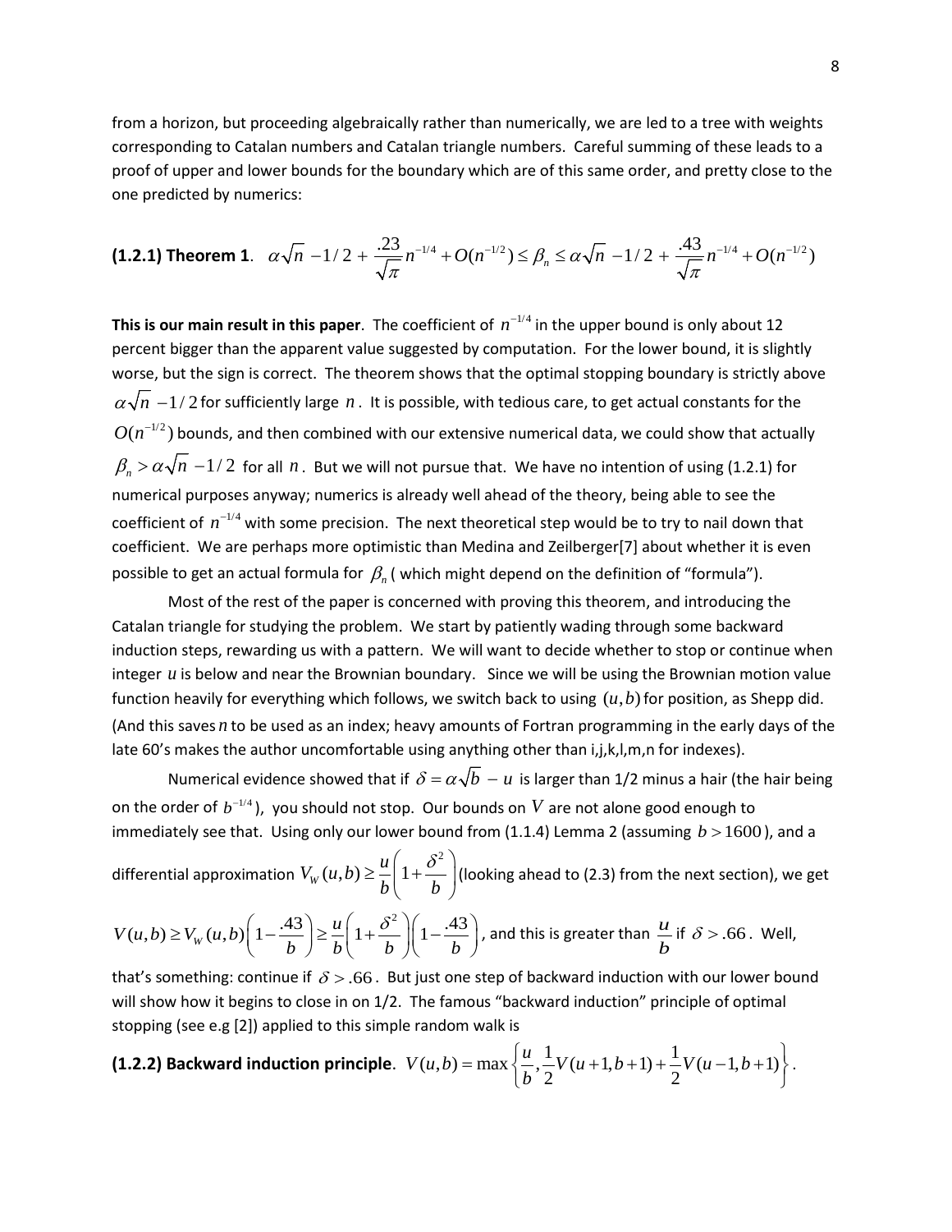from a horizon, but proceeding algebraically rather than numerically, we are led to a tree with weights corresponding to Catalan numbers and Catalan triangle numbers. Careful summing of these leads to a proof of upper and lower bounds for the boundary which are of this same order, and pretty close to the one predicted by numerics:

**(1.2.1) Theorem 1**. $\alpha\sqrt{n}\,-1/2+\dfrac{.23}{\sqrt{\pi}}n^{-1/4}+O(n^{-1/2})\le\beta_n\le\alpha\sqrt{n}\,-1/2+\dfrac{.43}{\sqrt{\pi}}n^{-1/4}+O(n^{-1/2})$

**This is our main result in this paper**. The coefficient of $n^{-1/4}$ in the upper bound is only about 12 percent bigger than the apparent value suggested by computation. For the lower bound, it is slightly worse, but the sign is correct. The theorem shows that the optimal stopping boundary is strictly above $\alpha\sqrt{n}\,-1/2$ for sufficiently large $n$. It is possible, with tedious care, to get actual constants for the $O(n^{-1/2})$ bounds, and then combined with our extensive numerical data, we could show that actually $\beta_n>\alpha\sqrt{n}\,-1/2$ for all $n$. But we will not pursue that. We have no intention of using (1.2.1) for numerical purposes anyway; numerics is already well ahead of the theory, being able to see the coefficient of $n^{-1/4}$ with some precision. The next theoretical step would be to try to nail down that coefficient. We are perhaps more optimistic than Medina and Zeilberger[7] about whether it is even possible to get an actual formula for $\beta_n$ ( which might depend on the definition of "formula").

Most of the rest of the paper is concerned with proving this theorem, and introducing the Catalan triangle for studying the problem. We start by patiently wading through some backward induction steps, rewarding us with a pattern. We will want to decide whether to stop or continue when integer $u$ is below and near the Brownian boundary. Since we will be using the Brownian motion value function heavily for everything which follows, we switch back to using $(u,b)$ for position, as Shepp did. (And this saves $n$ to be used as an index; heavy amounts of Fortran programming in the early days of the late 60's makes the author uncomfortable using anything other than i,j,k,l,m,n for indexes).

Numerical evidence showed that if $\delta=\alpha\sqrt{b}\,-u$ is larger than 1/2 minus a hair (the hair being on the order of $b^{-1/4}$), you should not stop. Our bounds on $V$ are not alone good enough to immediately see that. Using only our lower bound from (1.1.4) Lemma 2 (assuming $b>1600$), and a differential approximation $V_W(u,b)\ge\dfrac{u}{b}\left(1+\dfrac{\delta^2}{b}\right)$ (looking ahead to (2.3) from the next section), we get $V(u,b)\ge V_W(u,b)\left(1-\dfrac{.43}{b}\right)\ge\dfrac{u}{b}\left(1+\dfrac{\delta^2}{b}\right)\left(1-\dfrac{.43}{b}\right)$, and this is greater than $\dfrac{u}{b}$ if $\delta>.66$. Well, that's something: continue if $\delta>.66$. But just one step of backward induction with our lower bound will show how it begins to close in on 1/2. The famous "backward induction" principle of optimal stopping (see e.g [2]) applied to this simple random walk is

**(1.2.2) Backward induction principle**. $V(u,b)=\max\left\{\dfrac{u}{b},\dfrac{1}{2}V(u+1,b+1)+\dfrac{1}{2}V(u-1,b+1)\right\}$.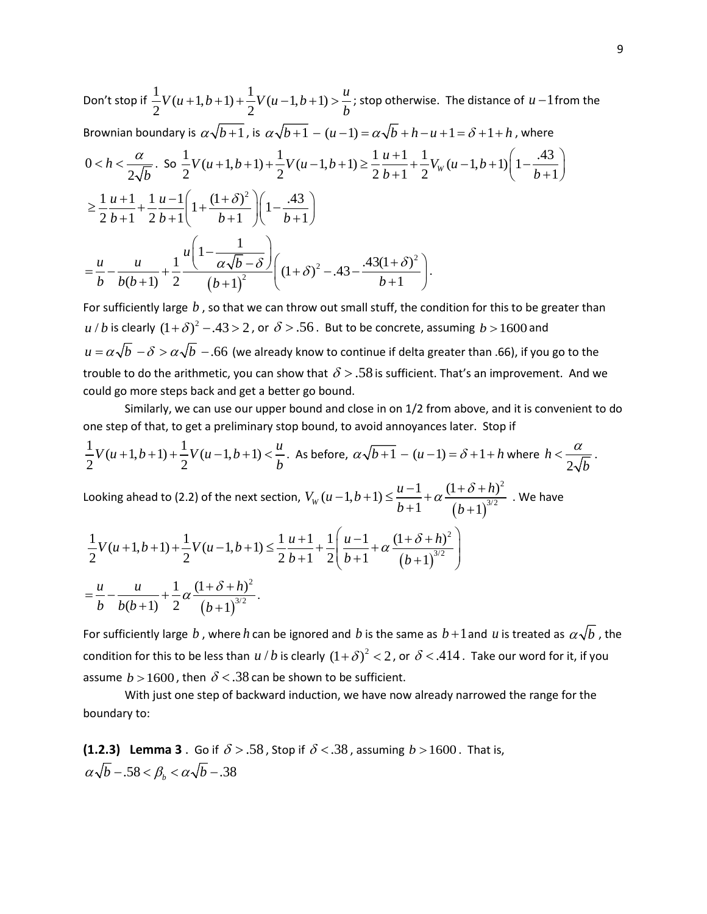Don't stop if $\frac{1}{2}V(u+1,b+1)+\frac{1}{2}V(u-1,b+1)>\frac{u}{b}$; stop otherwise. The distance of $u-1$ from the Brownian boundary is $\alpha\sqrt{b+1}$, is $\alpha\sqrt{b+1}-(u-1)=\alpha\sqrt{b}+h-u+1=\delta+1+h$, where $0<h<\frac{\alpha}{2\sqrt{b}}$. So $\frac{1}{2}V(u+1,b+1)+\frac{1}{2}V(u-1,b+1)\geq\frac{1}{2}\frac{u+1}{b+1}+\frac{1}{2}V_W(u-1,b+1)\left(1-\frac{.43}{b+1}\right)$

$$\geq\frac{1}{2}\frac{u+1}{b+1}+\frac{1}{2}\frac{u-1}{b+1}\left(1+\frac{(1+\delta)^2}{b+1}\right)\left(1-\frac{.43}{b+1}\right)$$

$$=\frac{u}{b}-\frac{u}{b(b+1)}+\frac{1}{2}\frac{u\left(1-\frac{1}{\alpha\sqrt{b}-\delta}\right)}{\left(b+1\right)^2}\left((1+\delta)^2-.43-\frac{.43(1+\delta)^2}{b+1}\right).$$

For sufficiently large $b$, so that we can throw out small stuff, the condition for this to be greater than $u/b$ is clearly $(1+\delta)^2-.43>2$, or $\delta>.56$. But to be concrete, assuming $b>1600$ and $u=\alpha\sqrt{b}-\delta>\alpha\sqrt{b}-.66$ (we already know to continue if delta greater than .66), if you go to the trouble to do the arithmetic, you can show that $\delta>.58$ is sufficient. That's an improvement. And we could go more steps back and get a better go bound.

Similarly, we can use our upper bound and close in on 1/2 from above, and it is convenient to do one step of that, to get a preliminary stop bound, to avoid annoyances later. Stop if $\frac{1}{2}V(u+1,b+1)+\frac{1}{2}V(u-1,b+1)<\frac{u}{b}$. As before, $\alpha\sqrt{b+1}-(u-1)=\delta+1+h$ where $h<\frac{\alpha}{2\sqrt{b}}$.

Looking ahead to (2.2) of the next section, $V_W(u-1,b+1)\leq\frac{u-1}{b+1}+\alpha\frac{(1+\delta+h)^2}{\left(b+1\right)^{3/2}}$. We have

$$\frac{1}{2}V(u+1,b+1)+\frac{1}{2}V(u-1,b+1)\leq\frac{1}{2}\frac{u+1}{b+1}+\frac{1}{2}\left(\frac{u-1}{b+1}+\alpha\frac{(1+\delta+h)^2}{\left(b+1\right)^{3/2}}\right)$$

$$=\frac{u}{b}-\frac{u}{b(b+1)}+\frac{1}{2}\alpha\frac{(1+\delta+h)^2}{\left(b+1\right)^{3/2}}.$$

For sufficiently large $b$, where $h$ can be ignored and $b$ is the same as $b+1$ and $u$ is treated as $\alpha\sqrt{b}$, the condition for this to be less than $u/b$ is clearly $(1+\delta)^2<2$, or $\delta<.414$. Take our word for it, if you assume $b>1600$, then $\delta<.38$ can be shown to be sufficient.

With just one step of backward induction, we have now already narrowed the range for the boundary to:

**(1.2.3) Lemma 3**. Go if $\delta>.58$, Stop if $\delta<.38$, assuming $b>1600$. That is, $\alpha\sqrt{b}-.58<\beta_b<\alpha\sqrt{b}-.38$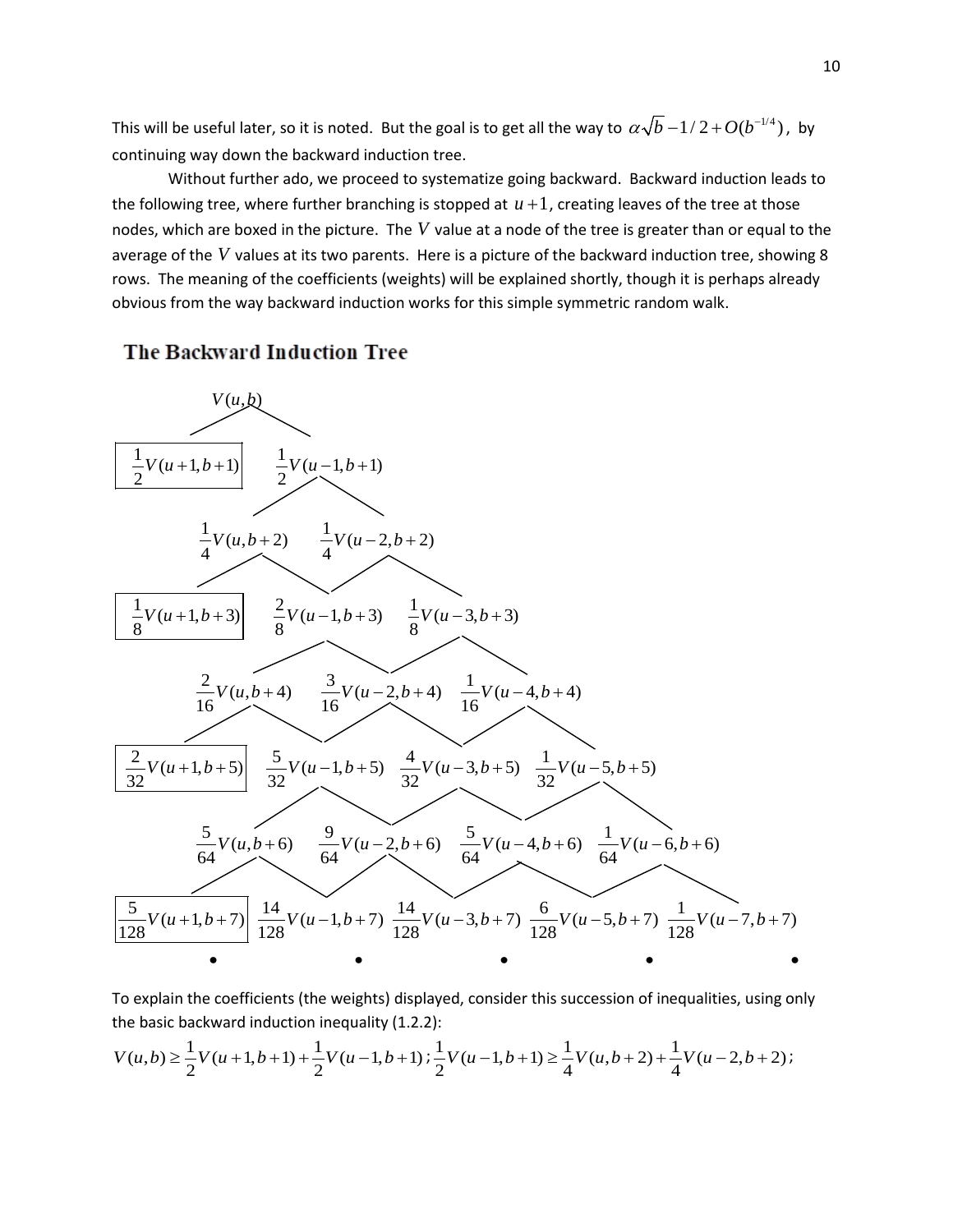This will be useful later, so it is noted. But the goal is to get all the way to $\alpha\sqrt{b}-1/2+O(b^{-1/4})$, by continuing way down the backward induction tree.

Without further ado, we proceed to systematize going backward. Backward induction leads to the following tree, where further branching is stopped at $u+1$, creating leaves of the tree at those nodes, which are boxed in the picture. The $V$ value at a node of the tree is greater than or equal to the average of the $V$ values at its two parents. Here is a picture of the backward induction tree, showing 8 rows. The meaning of the coefficients (weights) will be explained shortly, though it is perhaps already obvious from the way backward induction works for this simple symmetric random walk.

**The Backward Induction Tree**

$$V(u,b)$$

$$\boxed{\frac{1}{2}V(u+1,b+1)} \quad \frac{1}{2}V(u-1,b+1)$$

$$\frac{1}{4}V(u,b+2) \quad \frac{1}{4}V(u-2,b+2)$$

$$\boxed{\frac{1}{8}V(u+1,b+3)} \quad \frac{2}{8}V(u-1,b+3) \quad \frac{1}{8}V(u-3,b+3)$$

$$\frac{2}{16}V(u,b+4) \quad \frac{3}{16}V(u-2,b+4) \quad \frac{1}{16}V(u-4,b+4)$$

$$\boxed{\frac{2}{32}V(u+1,b+5)} \quad \frac{5}{32}V(u-1,b+5) \quad \frac{4}{32}V(u-3,b+5) \quad \frac{1}{32}V(u-5,b+5)$$

$$\frac{5}{64}V(u,b+6) \quad \frac{9}{64}V(u-2,b+6) \quad \frac{5}{64}V(u-4,b+6) \quad \frac{1}{64}V(u-6,b+6)$$

$$\boxed{\frac{5}{128}V(u+1,b+7)} \quad \frac{14}{128}V(u-1,b+7) \quad \frac{14}{128}V(u-3,b+7) \quad \frac{6}{128}V(u-5,b+7) \quad \frac{1}{128}V(u-7,b+7)$$

$$\bullet \quad \bullet \quad \bullet \quad \bullet \quad \bullet$$

To explain the coefficients (the weights) displayed, consider this succession of inequalities, using only the basic backward induction inequality (1.2.2):

$$V(u,b)\geq\frac{1}{2}V(u+1,b+1)+\frac{1}{2}V(u-1,b+1);\ \frac{1}{2}V(u-1,b+1)\geq\frac{1}{4}V(u,b+2)+\frac{1}{4}V(u-2,b+2);$$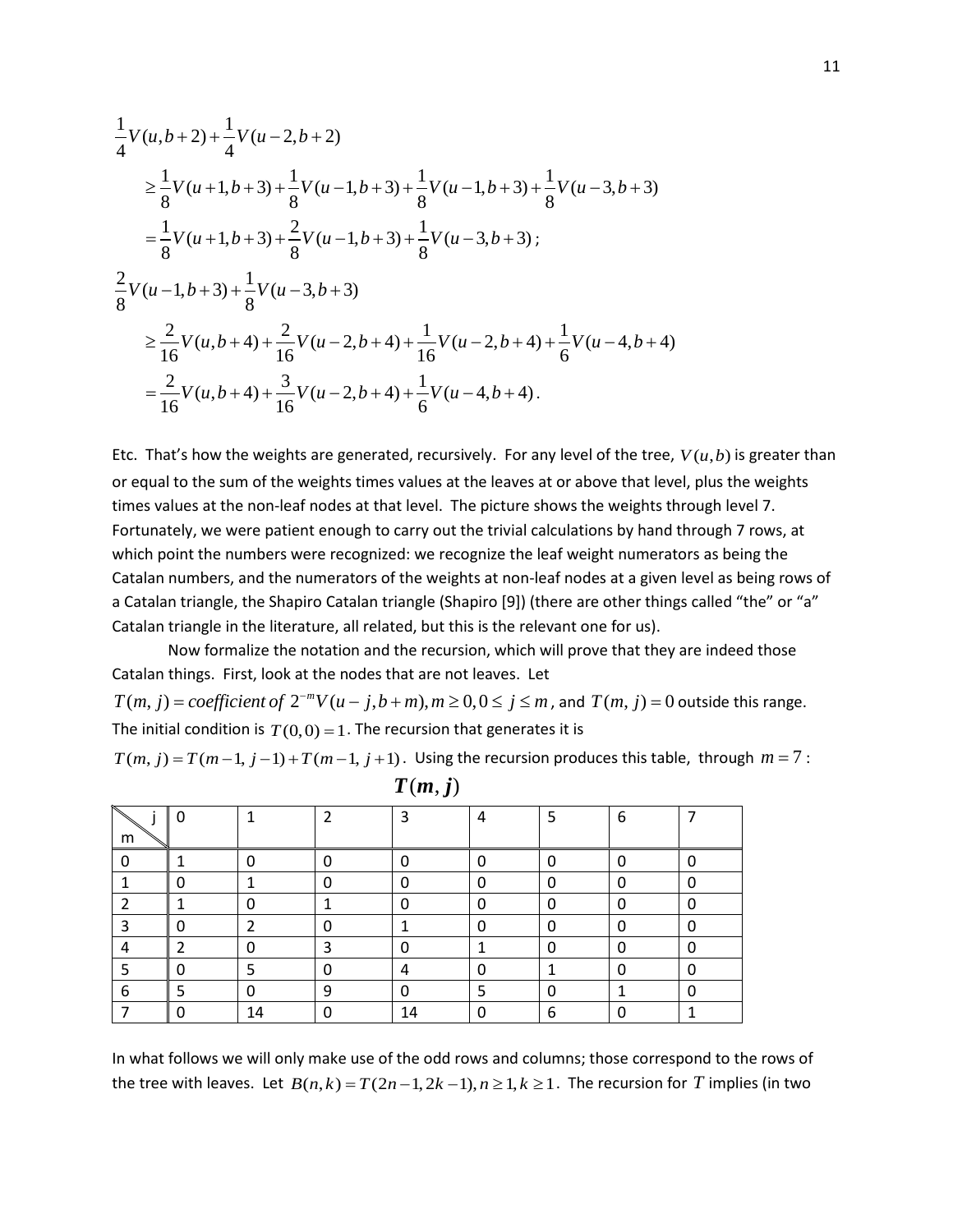$$\frac{1}{4}V(u,b+2)+\frac{1}{4}V(u-2,b+2)$$

$$\geq \frac{1}{8}V(u+1,b+3)+\frac{1}{8}V(u-1,b+3)+\frac{1}{8}V(u-1,b+3)+\frac{1}{8}V(u-3,b+3)$$

$$=\frac{1}{8}V(u+1,b+3)+\frac{2}{8}V(u-1,b+3)+\frac{1}{8}V(u-3,b+3);$$

$$\frac{2}{8}V(u-1,b+3)+\frac{1}{8}V(u-3,b+3)$$

$$\geq \frac{2}{16}V(u,b+4)+\frac{2}{16}V(u-2,b+4)+\frac{1}{16}V(u-2,b+4)+\frac{1}{6}V(u-4,b+4)$$

$$=\frac{2}{16}V(u,b+4)+\frac{3}{16}V(u-2,b+4)+\frac{1}{6}V(u-4,b+4).$$

Etc. That's how the weights are generated, recursively. For any level of the tree, $V(u,b)$ is greater than or equal to the sum of the weights times values at the leaves at or above that level, plus the weights times values at the non-leaf nodes at that level. The picture shows the weights through level 7. Fortunately, we were patient enough to carry out the trivial calculations by hand through 7 rows, at which point the numbers were recognized: we recognize the leaf weight numerators as being the Catalan numbers, and the numerators of the weights at non-leaf nodes at a given level as being rows of a Catalan triangle, the Shapiro Catalan triangle (Shapiro [9]) (there are other things called "the" or "a" Catalan triangle in the literature, all related, but this is the relevant one for us).

Now formalize the notation and the recursion, which will prove that they are indeed those Catalan things. First, look at the nodes that are not leaves. Let $T(m,j)=\textit{coefficient of } 2^{-m}V(u-j,b+m), m\geq 0, 0\leq j\leq m$, and $T(m,j)=0$ outside this range. The initial condition is $T(0,0)=1$. The recursion that generates it is $T(m,j)=T(m-1,j-1)+T(m-1,j+1)$. Using the recursion produces this table, through $m=7$:

$\boldsymbol{T(m,j)}$

| m \ j | 0 | 1 | 2 | 3 | 4 | 5 | 6 | 7 |
|---|---|---|---|---|---|---|---|---|
| 0 | 1 | 0 | 0 | 0 | 0 | 0 | 0 | 0 |
| 1 | 0 | 1 | 0 | 0 | 0 | 0 | 0 | 0 |
| 2 | 1 | 0 | 1 | 0 | 0 | 0 | 0 | 0 |
| 3 | 0 | 2 | 0 | 1 | 0 | 0 | 0 | 0 |
| 4 | 2 | 0 | 3 | 0 | 1 | 0 | 0 | 0 |
| 5 | 0 | 5 | 0 | 4 | 0 | 1 | 0 | 0 |
| 6 | 5 | 0 | 9 | 0 | 5 | 0 | 1 | 0 |
| 7 | 0 | 14 | 0 | 14 | 0 | 6 | 0 | 1 |

In what follows we will only make use of the odd rows and columns; those correspond to the rows of the tree with leaves. Let $B(n,k)=T(2n-1,2k-1), n\geq 1, k\geq 1$. The recursion for $T$ implies (in two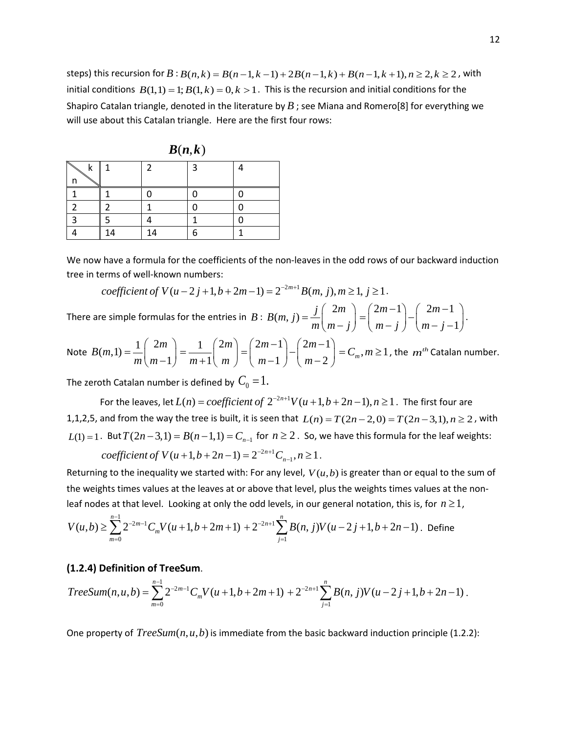steps) this recursion for $B$ : $B(n,k) = B(n-1,k-1) + 2B(n-1,k) + B(n-1,k+1), n \ge 2, k \ge 2$ , with initial conditions $B(1,1) = 1; B(1,k) = 0, k > 1$. This is the recursion and initial conditions for the Shapiro Catalan triangle, denoted in the literature by $B$ ; see Miana and Romero[8] for everything we will use about this Catalan triangle. Here are the first four rows:

$$B(n,k)$$

| n \ k | 1 | 2 | 3 | 4 |
|---|---|---|---|---|
| 1 | 1 | 0 | 0 | 0 |
| 2 | 2 | 1 | 0 | 0 |
| 3 | 5 | 4 | 1 | 0 |
| 4 | 14 | 14 | 6 | 1 |

We now have a formula for the coefficients of the non-leaves in the odd rows of our backward induction tree in terms of well-known numbers:

$$\textit{coefficient of } V(u-2j+1, b+2m-1) = 2^{-2m+1} B(m,j), m \ge 1, j \ge 1.$$

There are simple formulas for the entries in $B$ : $B(m,j) = \dfrac{j}{m}\dbinom{2m}{m-j} = \dbinom{2m-1}{m-j} - \dbinom{2m-1}{m-j-1}$.

Note $B(m,1) = \dfrac{1}{m}\dbinom{2m}{m-1} = \dfrac{1}{m+1}\dbinom{2m}{m} = \dbinom{2m-1}{m-1} - \dbinom{2m-1}{m-2} = C_m, m \ge 1$, the $m^{th}$ Catalan number.

The zeroth Catalan number is defined by $C_0 = 1$.

For the leaves, let $L(n) = \textit{coefficient of } 2^{-2n+1} V(u+1, b+2n-1), n \ge 1$. The first four are 1,1,2,5, and from the way the tree is built, it is seen that $L(n) = T(2n-2,0) = T(2n-3,1), n \ge 2$, with $L(1) = 1$. But $T(2n-3,1) = B(n-1,1) = C_{n-1}$ for $n \ge 2$. So, we have this formula for the leaf weights:

$$\textit{coefficient of } V(u+1, b+2n-1) = 2^{-2n+1} C_{n-1}, n \ge 1.$$

Returning to the inequality we started with: For any level, $V(u,b)$ is greater than or equal to the sum of the weights times values at the leaves at or above that level, plus the weights times values at the non-leaf nodes at that level. Looking at only the odd levels, in our general notation, this is, for $n \ge 1$,

$$V(u,b) \ge \sum_{m=0}^{n-1} 2^{-2m-1} C_m V(u+1, b+2m+1) + 2^{-2n+1} \sum_{j=1}^{n} B(n,j) V(u-2j+1, b+2n-1).$$ Define

### (1.2.4) Definition of TreeSum.

$$TreeSum(n,u,b) = \sum_{m=0}^{n-1} 2^{-2m-1} C_m V(u+1, b+2m+1) + 2^{-2n+1} \sum_{j=1}^{n} B(n,j) V(u-2j+1, b+2n-1).$$

One property of $TreeSum(n,u,b)$ is immediate from the basic backward induction principle (1.2.2):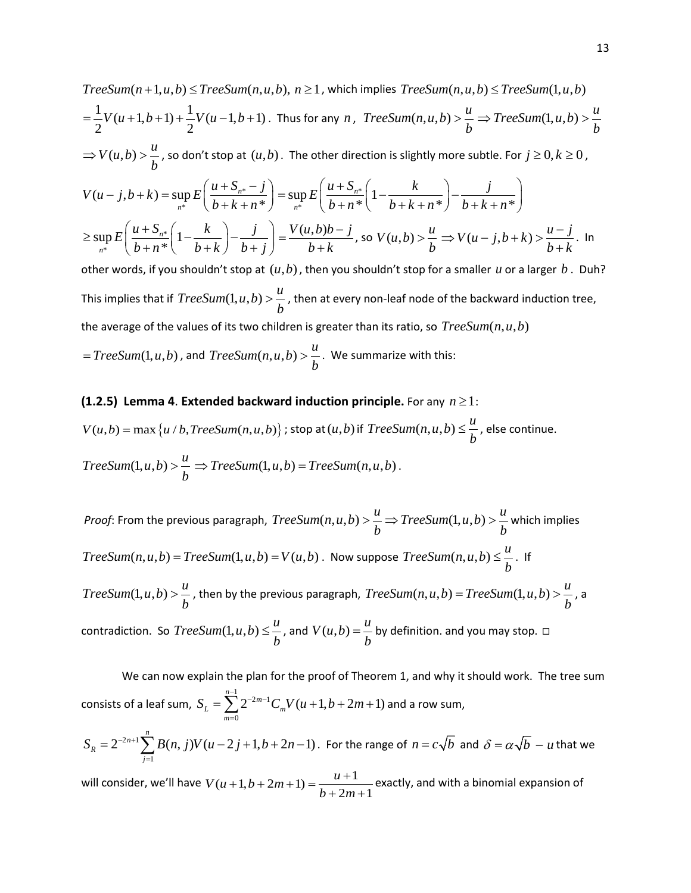$TreeSum(n+1,u,b) \le TreeSum(n,u,b),\ n \ge 1$, which implies $TreeSum(n,u,b) \le TreeSum(1,u,b)$ $= \frac{1}{2}V(u+1,b+1) + \frac{1}{2}V(u-1,b+1)$. Thus for any $n$, $TreeSum(n,u,b) > \frac{u}{b} \Rightarrow TreeSum(1,u,b) > \frac{u}{b}$ $\Rightarrow V(u,b) > \frac{u}{b}$, so don't stop at $(u,b)$. The other direction is slightly more subtle. For $j \ge 0, k \ge 0$,

$$V(u-j,b+k) = \sup_{n^*} E\left(\frac{u+S_{n^*}-j}{b+k+n^*}\right) = \sup_{n^*} E\left(\frac{u+S_{n^*}}{b+n^*}\left(1-\frac{k}{b+k+n^*}\right) - \frac{j}{b+k+n^*}\right)$$

$$\ge \sup_{n^*} E\left(\frac{u+S_{n^*}}{b+n^*}\left(1-\frac{k}{b+k}\right) - \frac{j}{b+j}\right) = \frac{V(u,b)b-j}{b+k}$$, so $V(u,b) > \frac{u}{b} \Rightarrow V(u-j,b+k) > \frac{u-j}{b+k}$. In other words, if you shouldn't stop at $(u,b)$, then you shouldn't stop for a smaller $u$ or a larger $b$. Duh? This implies that if $TreeSum(1,u,b) > \frac{u}{b}$, then at every non-leaf node of the backward induction tree, the average of the values of its two children is greater than its ratio, so $TreeSum(n,u,b)$ $= TreeSum(1,u,b)$, and $TreeSum(n,u,b) > \frac{u}{b}$. We summarize with this:

**(1.2.5) Lemma 4**. **Extended backward induction principle.** For any $n \ge 1$:

$V(u,b) = \max\{u/b, TreeSum(n,u,b)\}$; stop at $(u,b)$ if $TreeSum(n,u,b) \le \frac{u}{b}$, else continue.

$TreeSum(1,u,b) > \frac{u}{b} \Rightarrow TreeSum(1,u,b) = TreeSum(n,u,b)$.

*Proof*: From the previous paragraph, $TreeSum(n,u,b) > \frac{u}{b} \Rightarrow TreeSum(1,u,b) > \frac{u}{b}$ which implies $TreeSum(n,u,b) = TreeSum(1,u,b) = V(u,b)$. Now suppose $TreeSum(n,u,b) \le \frac{u}{b}$. If $TreeSum(1,u,b) > \frac{u}{b}$, then by the previous paragraph, $TreeSum(n,u,b) = TreeSum(1,u,b) > \frac{u}{b}$, a contradiction. So $TreeSum(1,u,b) \le \frac{u}{b}$, and $V(u,b) = \frac{u}{b}$ by definition. and you may stop. □

We can now explain the plan for the proof of Theorem 1, and why it should work. The tree sum consists of a leaf sum, $S_L = \sum_{m=0}^{n-1} 2^{-2m-1} C_m V(u+1, b+2m+1)$ and a row sum, $S_R = 2^{-2n+1} \sum_{j=1}^{n} B(n,j) V(u-2j+1, b+2n-1)$. For the range of $n = c\sqrt{b}$ and $\delta = \alpha\sqrt{b} - u$ that we will consider, we'll have $V(u+1,b+2m+1) = \frac{u+1}{b+2m+1}$ exactly, and with a binomial expansion of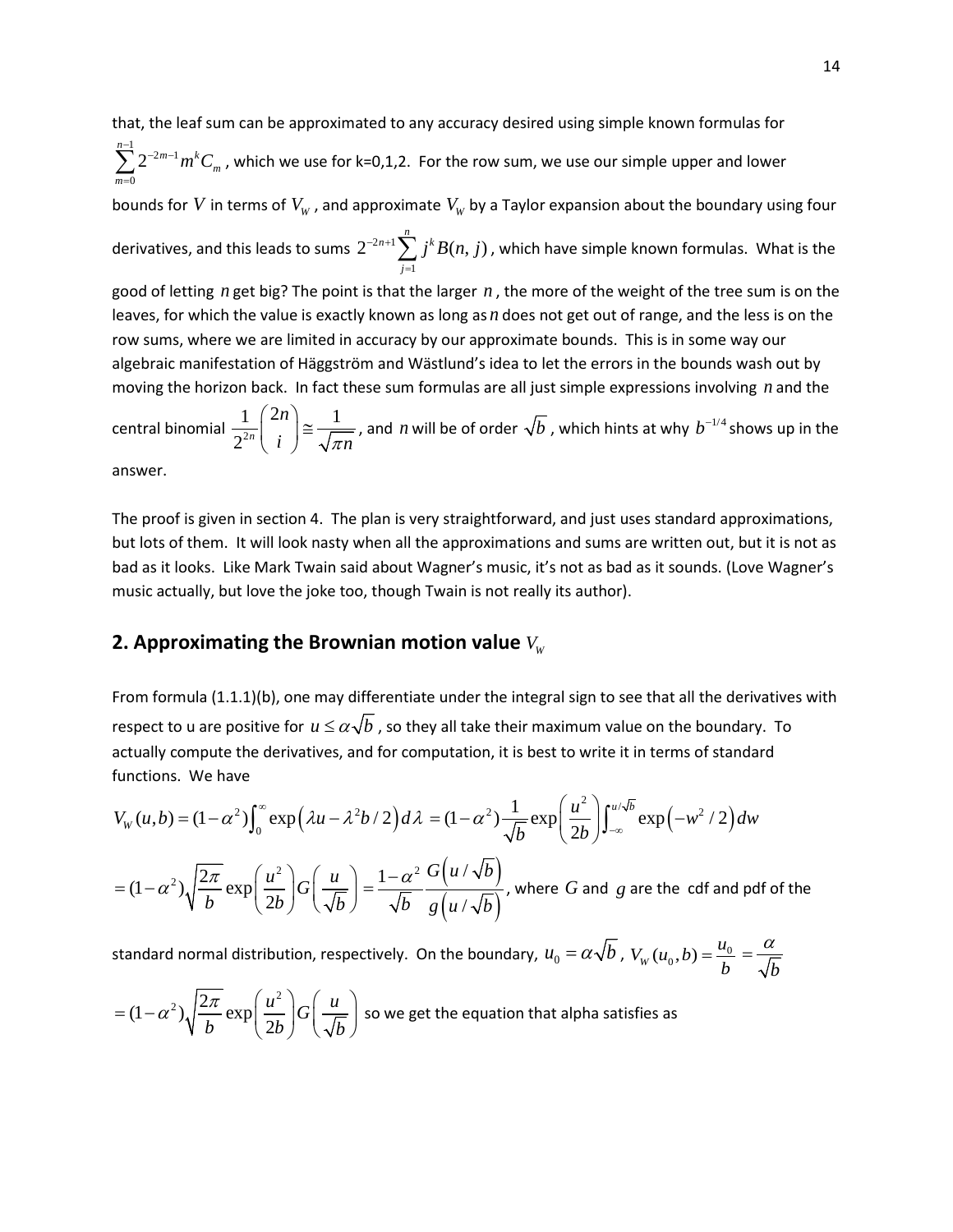that, the leaf sum can be approximated to any accuracy desired using simple known formulas for $\sum_{m=0}^{n-1} 2^{-2m-1} m^k C_m$, which we use for k=0,1,2. For the row sum, we use our simple upper and lower bounds for $V$ in terms of $V_W$, and approximate $V_W$ by a Taylor expansion about the boundary using four derivatives, and this leads to sums $2^{-2n+1}\sum_{j=1}^{n} j^k B(n,j)$, which have simple known formulas. What is the good of letting $n$ get big? The point is that the larger $n$, the more of the weight of the tree sum is on the leaves, for which the value is exactly known as long as $n$ does not get out of range, and the less is on the row sums, where we are limited in accuracy by our approximate bounds. This is in some way our algebraic manifestation of Häggström and Wästlund's idea to let the errors in the bounds wash out by moving the horizon back. In fact these sum formulas are all just simple expressions involving $n$ and the central binomial $\frac{1}{2^{2n}}\binom{2n}{i} \cong \frac{1}{\sqrt{\pi n}}$, and $n$ will be of order $\sqrt{b}$, which hints at why $b^{-1/4}$ shows up in the answer.

The proof is given in section 4. The plan is very straightforward, and just uses standard approximations, but lots of them. It will look nasty when all the approximations and sums are written out, but it is not as bad as it looks. Like Mark Twain said about Wagner's music, it's not as bad as it sounds. (Love Wagner's music actually, but love the joke too, though Twain is not really its author).

## 2. Approximating the Brownian motion value $V_W$

From formula (1.1.1)(b), one may differentiate under the integral sign to see that all the derivatives with respect to u are positive for $u \le \alpha\sqrt{b}$, so they all take their maximum value on the boundary. To actually compute the derivatives, and for computation, it is best to write it in terms of standard functions. We have

$$V_W(u,b) = (1-\alpha^2)\int_0^\infty \exp\left(\lambda u - \lambda^2 b/2\right) d\lambda = (1-\alpha^2)\frac{1}{\sqrt{b}}\exp\left(\frac{u^2}{2b}\right)\int_{-\infty}^{u/\sqrt{b}} \exp\left(-w^2/2\right) dw$$

$$= (1-\alpha^2)\sqrt{\frac{2\pi}{b}}\exp\left(\frac{u^2}{2b}\right) G\left(\frac{u}{\sqrt{b}}\right) = \frac{1-\alpha^2}{\sqrt{b}}\frac{G\left(u/\sqrt{b}\right)}{g\left(u/\sqrt{b}\right)},$$ where $G$ and $g$ are the cdf and pdf of the standard normal distribution, respectively. On the boundary, $u_0 = \alpha\sqrt{b}$, $V_W(u_0,b) = \frac{u_0}{b} = \frac{\alpha}{\sqrt{b}}$

$$= (1-\alpha^2)\sqrt{\frac{2\pi}{b}}\exp\left(\frac{u^2}{2b}\right) G\left(\frac{u}{\sqrt{b}}\right)$$ so we get the equation that alpha satisfies as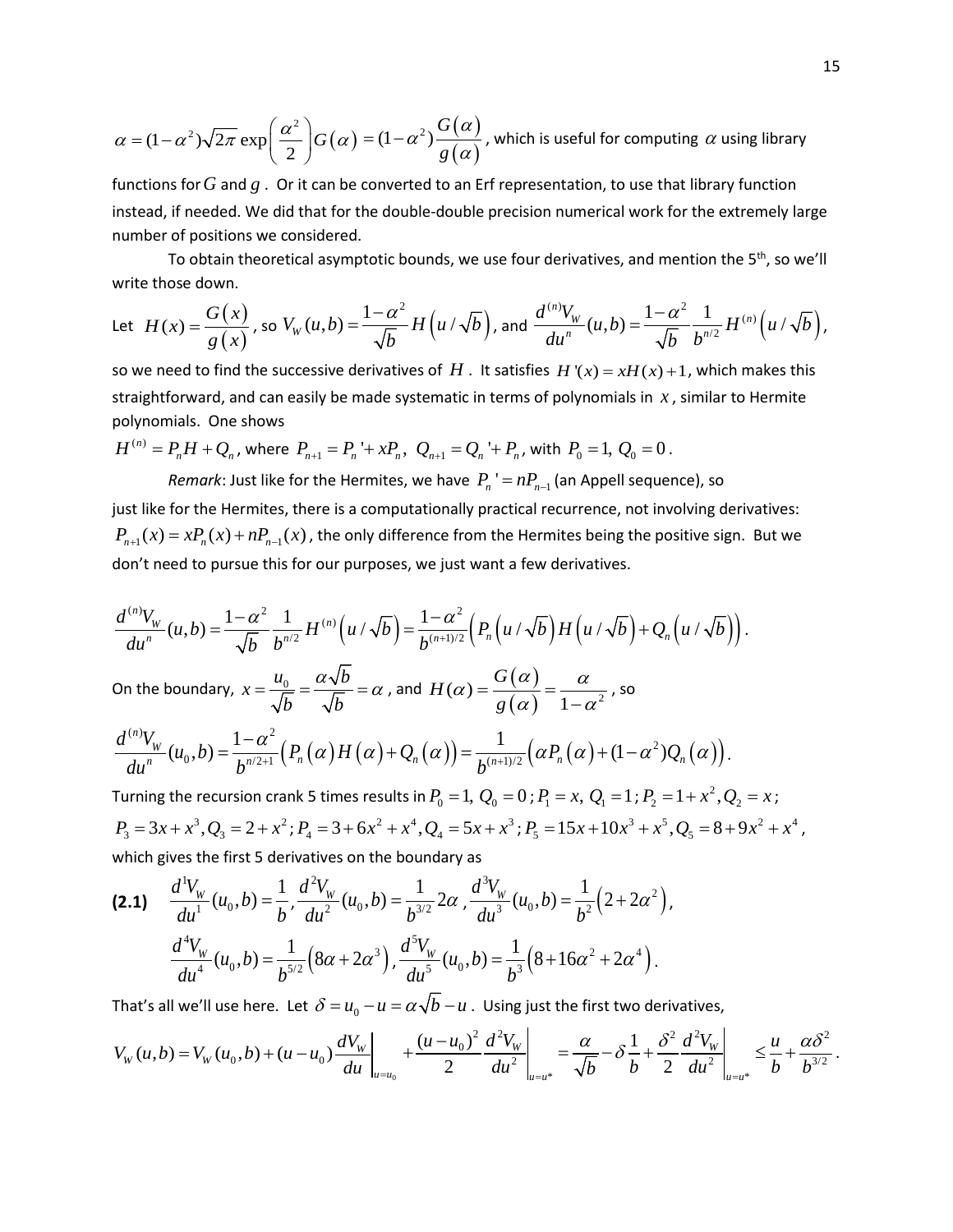$\alpha = (1-\alpha^2)\sqrt{2\pi}\exp\left(\frac{\alpha^2}{2}\right)G(\alpha) = (1-\alpha^2)\frac{G(\alpha)}{g(\alpha)}$, which is useful for computing $\alpha$ using library functions for $G$ and $g$. Or it can be converted to an Erf representation, to use that library function instead, if needed. We did that for the double-double precision numerical work for the extremely large number of positions we considered.

To obtain theoretical asymptotic bounds, we use four derivatives, and mention the 5th, so we'll write those down.

Let $H(x) = \frac{G(x)}{g(x)}$, so $V_W(u,b) = \frac{1-\alpha^2}{\sqrt{b}}H\left(u/\sqrt{b}\right)$, and $\frac{d^{(n)}V_W}{du^n}(u,b) = \frac{1-\alpha^2}{\sqrt{b}}\frac{1}{b^{n/2}}H^{(n)}\left(u/\sqrt{b}\right)$, so we need to find the successive derivatives of $H$. It satisfies $H'(x) = xH(x)+1$, which makes this straightforward, and can easily be made systematic in terms of polynomials in $x$, similar to Hermite polynomials. One shows

$H^{(n)} = P_n H + Q_n$, where $P_{n+1} = P_n' + xP_n,\ Q_{n+1} = Q_n' + P_n$, with $P_0 = 1,\ Q_0 = 0$.

*Remark*: Just like for the Hermites, we have $P_n' = nP_{n-1}$ (an Appell sequence), so just like for the Hermites, there is a computationally practical recurrence, not involving derivatives: $P_{n+1}(x) = xP_n(x) + nP_{n-1}(x)$, the only difference from the Hermites being the positive sign. But we don't need to pursue this for our purposes, we just want a few derivatives.

$$\frac{d^{(n)}V_W}{du^n}(u,b) = \frac{1-\alpha^2}{\sqrt{b}}\frac{1}{b^{n/2}}H^{(n)}\left(u/\sqrt{b}\right) = \frac{1-\alpha^2}{b^{(n+1)/2}}\left(P_n\left(u/\sqrt{b}\right)H\left(u/\sqrt{b}\right) + Q_n\left(u/\sqrt{b}\right)\right).$$

On the boundary, $x = \frac{u_0}{\sqrt{b}} = \frac{\alpha\sqrt{b}}{\sqrt{b}} = \alpha$, and $H(\alpha) = \frac{G(\alpha)}{g(\alpha)} = \frac{\alpha}{1-\alpha^2}$, so

$$\frac{d^{(n)}V_W}{du^n}(u_0,b) = \frac{1-\alpha^2}{b^{n/2+1}}\left(P_n(\alpha)H(\alpha) + Q_n(\alpha)\right) = \frac{1}{b^{(n+1)/2}}\left(\alpha P_n(\alpha) + (1-\alpha^2)Q_n(\alpha)\right).$$

Turning the recursion crank 5 times results in $P_0 = 1,\ Q_0 = 0$; $P_1 = x,\ Q_1 = 1$; $P_2 = 1+x^2, Q_2 = x$; $P_3 = 3x + x^3, Q_3 = 2 + x^2$; $P_4 = 3 + 6x^2 + x^4, Q_4 = 5x + x^3$; $P_5 = 15x + 10x^3 + x^5, Q_5 = 8 + 9x^2 + x^4$, which gives the first 5 derivatives on the boundary as

**(2.1)**
$$\frac{d^1V_W}{du^1}(u_0,b) = \frac{1}{b},\ \frac{d^2V_W}{du^2}(u_0,b) = \frac{1}{b^{3/2}}2\alpha,\ \frac{d^3V_W}{du^3}(u_0,b) = \frac{1}{b^2}\left(2+2\alpha^2\right),$$
$$\frac{d^4V_W}{du^4}(u_0,b) = \frac{1}{b^{5/2}}\left(8\alpha + 2\alpha^3\right),\ \frac{d^5V_W}{du^5}(u_0,b) = \frac{1}{b^3}\left(8 + 16\alpha^2 + 2\alpha^4\right).$$

That's all we'll use here. Let $\delta = u_0 - u = \alpha\sqrt{b} - u$. Using just the first two derivatives,

$$V_W(u,b) = V_W(u_0,b) + (u-u_0)\left.\frac{dV_W}{du}\right|_{u=u_0} + \frac{(u-u_0)^2}{2}\left.\frac{d^2V_W}{du^2}\right|_{u=u^*} = \frac{\alpha}{\sqrt{b}} - \delta\frac{1}{b} + \frac{\delta^2}{2}\left.\frac{d^2V_W}{du^2}\right|_{u=u^*} \le \frac{u}{b} + \frac{\alpha\delta^2}{b^{3/2}}.$$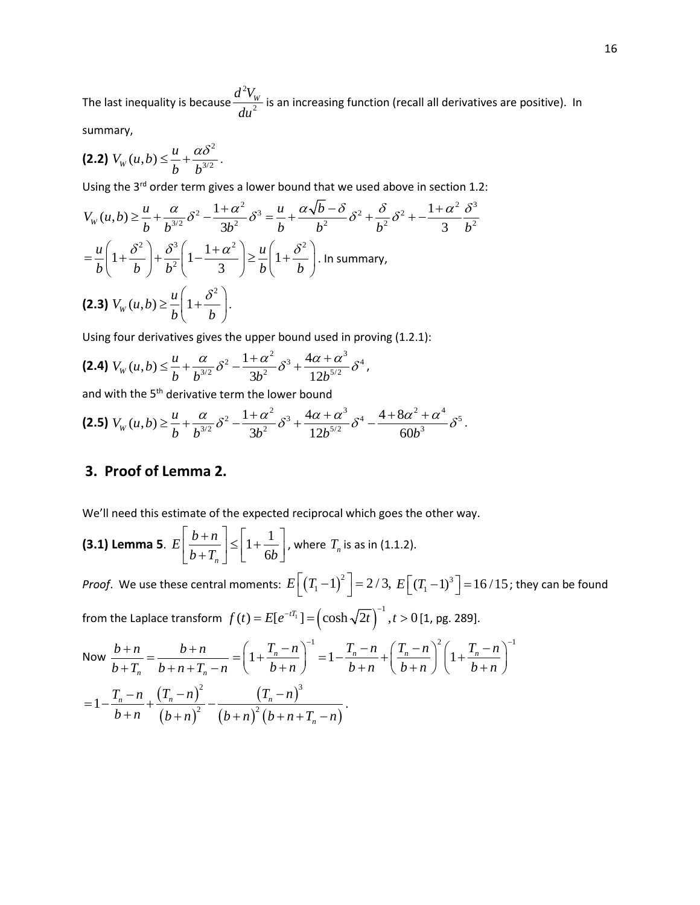The last inequality is because $\frac{d^2V_W}{du^2}$ is an increasing function (recall all derivatives are positive). In summary,

**(2.2)** $V_W(u,b) \le \frac{u}{b} + \frac{\alpha\delta^2}{b^{3/2}}$.

Using the 3[rd] order term gives a lower bound that we used above in section 1.2:

$$V_W(u,b) \ge \frac{u}{b} + \frac{\alpha}{b^{3/2}}\delta^2 - \frac{1+\alpha^2}{3b^2}\delta^3 = \frac{u}{b} + \frac{\alpha\sqrt{b}-\delta}{b^2}\delta^2 + \frac{\delta}{b^2}\delta^2 + -\frac{1+\alpha^2}{3}\frac{\delta^3}{b^2}$$

$$= \frac{u}{b}\left(1+\frac{\delta^2}{b}\right) + \frac{\delta^3}{b^2}\left(1-\frac{1+\alpha^2}{3}\right) \ge \frac{u}{b}\left(1+\frac{\delta^2}{b}\right).$$ In summary,

**(2.3)** $V_W(u,b) \ge \frac{u}{b}\left(1+\frac{\delta^2}{b}\right)$.

Using four derivatives gives the upper bound used in proving (1.2.1):

**(2.4)** $V_W(u,b) \le \frac{u}{b} + \frac{\alpha}{b^{3/2}}\delta^2 - \frac{1+\alpha^2}{3b^2}\delta^3 + \frac{4\alpha+\alpha^3}{12b^{5/2}}\delta^4$,

and with the 5[th] derivative term the lower bound

**(2.5)** $V_W(u,b) \ge \frac{u}{b} + \frac{\alpha}{b^{3/2}}\delta^2 - \frac{1+\alpha^2}{3b^2}\delta^3 + \frac{4\alpha+\alpha^3}{12b^{5/2}}\delta^4 - \frac{4+8\alpha^2+\alpha^4}{60b^3}\delta^5$.

## 3. Proof of Lemma 2.

We'll need this estimate of the expected reciprocal which goes the other way.

**(3.1) Lemma 5**. $E\left[\frac{b+n}{b+T_n}\right] \le \left[1+\frac{1}{6b}\right]$, where $T_n$ is as in (1.1.2).

*Proof*. We use these central moments: $E\left[(T_1-1)^2\right] = 2/3,\ E\left[(T_1-1)^3\right] = 16/15$; they can be found from the Laplace transform $f(t) = E[e^{-tT_1}] = \left(\cosh\sqrt{2t}\right)^{-1}, t>0$ [1, pg. 289].

Now $\frac{b+n}{b+T_n} = \frac{b+n}{b+n+T_n-n} = \left(1+\frac{T_n-n}{b+n}\right)^{-1} = 1-\frac{T_n-n}{b+n} + \left(\frac{T_n-n}{b+n}\right)^2\left(1+\frac{T_n-n}{b+n}\right)^{-1}$

$$= 1-\frac{T_n-n}{b+n} + \frac{(T_n-n)^2}{(b+n)^2} - \frac{(T_n-n)^3}{(b+n)^2(b+n+T_n-n)}.$$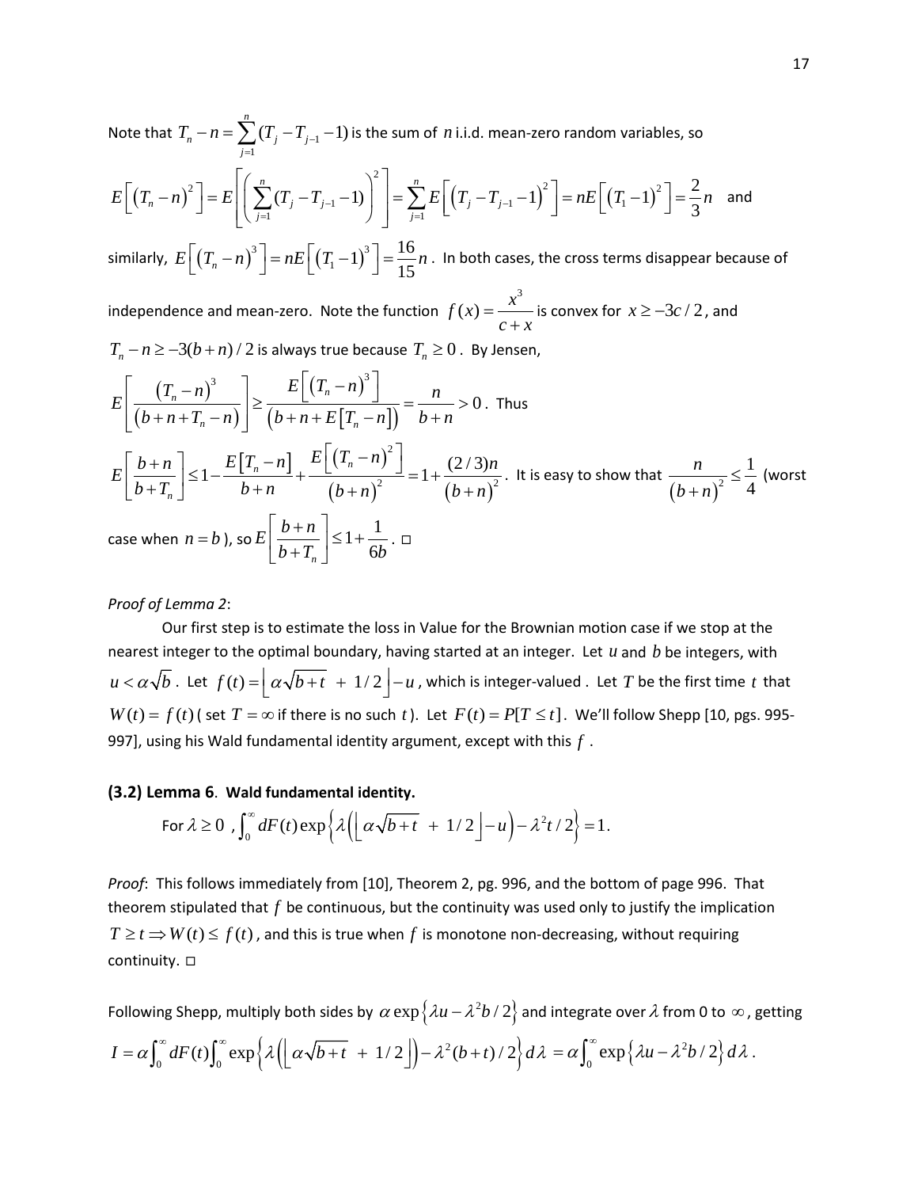Note that $T_n - n = \sum_{j=1}^{n}(T_j - T_{j-1} - 1)$ is the sum of $n$ i.i.d. mean-zero random variables, so

$$E\left[(T_n - n)^2\right] = E\left[\left(\sum_{j=1}^{n}(T_j - T_{j-1} - 1)\right)^2\right] = \sum_{j=1}^{n} E\left[(T_j - T_{j-1} - 1)^2\right] = nE\left[(T_1 - 1)^2\right] = \frac{2}{3}n \quad \text{and}$$

similarly, $E\left[(T_n - n)^3\right] = nE\left[(T_1 - 1)^3\right] = \frac{16}{15}n$. In both cases, the cross terms disappear because of independence and mean-zero. Note the function $f(x) = \frac{x^3}{c + x}$ is convex for $x \ge -3c/2$, and $T_n - n \ge -3(b+n)/2$ is always true because $T_n \ge 0$. By Jensen,

$$E\left[\frac{(T_n - n)^3}{(b + n + T_n - n)}\right] \ge \frac{E\left[(T_n - n)^3\right]}{\left(b + n + E[T_n - n]\right)} = \frac{n}{b + n} > 0. \text{ Thus}$$

$$E\left[\frac{b+n}{b+T_n}\right] \le 1 - \frac{E[T_n - n]}{b+n} + \frac{E\left[(T_n - n)^2\right]}{(b+n)^2} = 1 + \frac{(2/3)n}{(b+n)^2}.$$ It is easy to show that $\frac{n}{(b+n)^2} \le \frac{1}{4}$ (worst case when $n = b$), so $E\left[\frac{b+n}{b+T_n}\right] \le 1 + \frac{1}{6b}$. □

*Proof of Lemma 2*:

Our first step is to estimate the loss in Value for the Brownian motion case if we stop at the nearest integer to the optimal boundary, having started at an integer. Let $u$ and $b$ be integers, with $u < \alpha\sqrt{b}$. Let $f(t) = \left\lfloor \alpha\sqrt{b+t} \;+\; 1/2 \right\rfloor - u$, which is integer-valued. Let $T$ be the first time $t$ that $W(t) = f(t)$ ( set $T = \infty$ if there is no such $t$). Let $F(t) = P[T \le t]$. We'll follow Shepp [10, pgs. 995-997], using his Wald fundamental identity argument, except with this $f$.

### (3.2) Lemma 6. Wald fundamental identity.

For $\lambda \ge 0$, $\int_0^\infty dF(t)\exp\left\{\lambda\left(\left\lfloor \alpha\sqrt{b+t} \;+\; 1/2 \right\rfloor - u\right) - \lambda^2 t/2\right\} = 1.$

*Proof*: This follows immediately from [10], Theorem 2, pg. 996, and the bottom of page 996. That theorem stipulated that $f$ be continuous, but the continuity was used only to justify the implication $T \ge t \Rightarrow W(t) \le f(t)$, and this is true when $f$ is monotone non-decreasing, without requiring continuity. □

Following Shepp, multiply both sides by $\alpha\exp\left\{\lambda u - \lambda^2 b/2\right\}$ and integrate over $\lambda$ from 0 to $\infty$, getting

$$I = \alpha\int_0^\infty dF(t)\int_0^\infty \exp\left\{\lambda\left(\left\lfloor \alpha\sqrt{b+t} \;+\; 1/2 \right\rfloor\right) - \lambda^2(b+t)/2\right\}d\lambda = \alpha\int_0^\infty \exp\left\{\lambda u - \lambda^2 b/2\right\}d\lambda.$$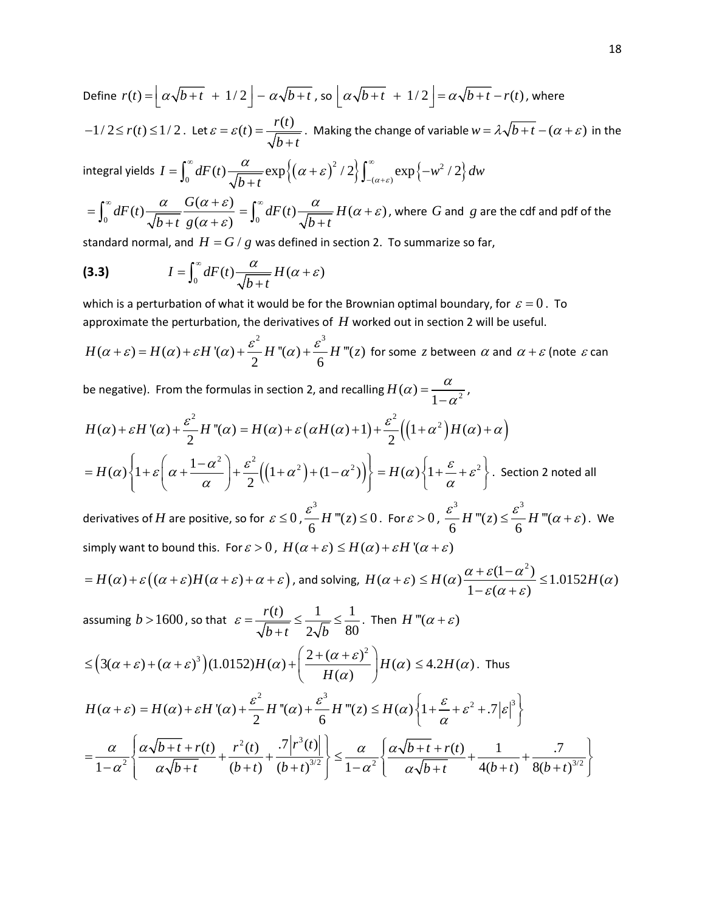Define $r(t) = \lfloor \alpha\sqrt{b+t} \ + \ 1/2 \rfloor - \alpha\sqrt{b+t}$, so $\lfloor \alpha\sqrt{b+t} \ + \ 1/2 \rfloor = \alpha\sqrt{b+t} - r(t)$, where $-1/2 \le r(t) \le 1/2$. Let $\varepsilon = \varepsilon(t) = \dfrac{r(t)}{\sqrt{b+t}}$. Making the change of variable $w = \lambda\sqrt{b+t} - (\alpha+\varepsilon)$ in the integral yields $I = \int_0^\infty dF(t) \dfrac{\alpha}{\sqrt{b+t}} \exp\left\{(\alpha+\varepsilon)^2/2\right\} \int_{-(\alpha+\varepsilon)}^\infty \exp\left\{-w^2/2\right\} dw$

$= \int_0^\infty dF(t) \dfrac{\alpha}{\sqrt{b+t}} \dfrac{G(\alpha+\varepsilon)}{g(\alpha+\varepsilon)} = \int_0^\infty dF(t) \dfrac{\alpha}{\sqrt{b+t}} H(\alpha+\varepsilon)$, where $G$ and $g$ are the cdf and pdf of the standard normal, and $H = G/g$ was defined in section 2. To summarize so far,

$$\textbf{(3.3)} \qquad I = \int_0^\infty dF(t) \frac{\alpha}{\sqrt{b+t}} H(\alpha+\varepsilon)$$

which is a perturbation of what it would be for the Brownian optimal boundary, for $\varepsilon = 0$. To approximate the perturbation, the derivatives of $H$ worked out in section 2 will be useful.

$H(\alpha+\varepsilon) = H(\alpha) + \varepsilon H'(\alpha) + \dfrac{\varepsilon^2}{2} H''(\alpha) + \dfrac{\varepsilon^3}{6} H'''(z)$ for some $z$ between $\alpha$ and $\alpha+\varepsilon$ (note $\varepsilon$ can be negative). From the formulas in section 2, and recalling $H(\alpha) = \dfrac{\alpha}{1-\alpha^2}$,

$$H(\alpha) + \varepsilon H'(\alpha) + \frac{\varepsilon^2}{2} H''(\alpha) = H(\alpha) + \varepsilon\left(\alpha H(\alpha) + 1\right) + \frac{\varepsilon^2}{2}\left(\left(1+\alpha^2\right)H(\alpha) + \alpha\right)$$

$= H(\alpha)\left\{1 + \varepsilon\left(\alpha + \dfrac{1-\alpha^2}{\alpha}\right) + \dfrac{\varepsilon^2}{2}\left(\left(1+\alpha^2\right) + (1-\alpha^2)\right)\right\} = H(\alpha)\left\{1 + \dfrac{\varepsilon}{\alpha} + \varepsilon^2\right\}$. Section 2 noted all derivatives of $H$ are positive, so for $\varepsilon \le 0$, $\dfrac{\varepsilon^3}{6} H'''(z) \le 0$. For $\varepsilon > 0$, $\dfrac{\varepsilon^3}{6} H'''(z) \le \dfrac{\varepsilon^3}{6} H'''(\alpha+\varepsilon)$. We simply want to bound this. For $\varepsilon > 0$, $H(\alpha+\varepsilon) \le H(\alpha) + \varepsilon H'(\alpha+\varepsilon)$

$= H(\alpha) + \varepsilon\left((\alpha+\varepsilon)H(\alpha+\varepsilon) + \alpha + \varepsilon\right)$, and solving, $H(\alpha+\varepsilon) \le H(\alpha)\dfrac{\alpha + \varepsilon(1-\alpha^2)}{1 - \varepsilon(\alpha+\varepsilon)} \le 1.0152 H(\alpha)$ assuming $b > 1600$, so that $\varepsilon = \dfrac{r(t)}{\sqrt{b+t}} \le \dfrac{1}{2\sqrt{b}} \le \dfrac{1}{80}$. Then $H'''(\alpha+\varepsilon)$

$\le \left(3(\alpha+\varepsilon) + (\alpha+\varepsilon)^3\right)(1.0152)H(\alpha) + \left(\dfrac{2 + (\alpha+\varepsilon)^2}{H(\alpha)}\right)H(\alpha) \le 4.2 H(\alpha)$. Thus

$$H(\alpha+\varepsilon) = H(\alpha) + \varepsilon H'(\alpha) + \frac{\varepsilon^2}{2} H''(\alpha) + \frac{\varepsilon^3}{6} H'''(z) \le H(\alpha)\left\{1 + \frac{\varepsilon}{\alpha} + \varepsilon^2 + .7|\varepsilon|^3\right\}$$

$$= \frac{\alpha}{1-\alpha^2}\left\{\frac{\alpha\sqrt{b+t} + r(t)}{\alpha\sqrt{b+t}} + \frac{r^2(t)}{(b+t)} + \frac{.7\left|r^3(t)\right|}{(b+t)^{3/2}}\right\} \le \frac{\alpha}{1-\alpha^2}\left\{\frac{\alpha\sqrt{b+t} + r(t)}{\alpha\sqrt{b+t}} + \frac{1}{4(b+t)} + \frac{.7}{8(b+t)^{3/2}}\right\}$$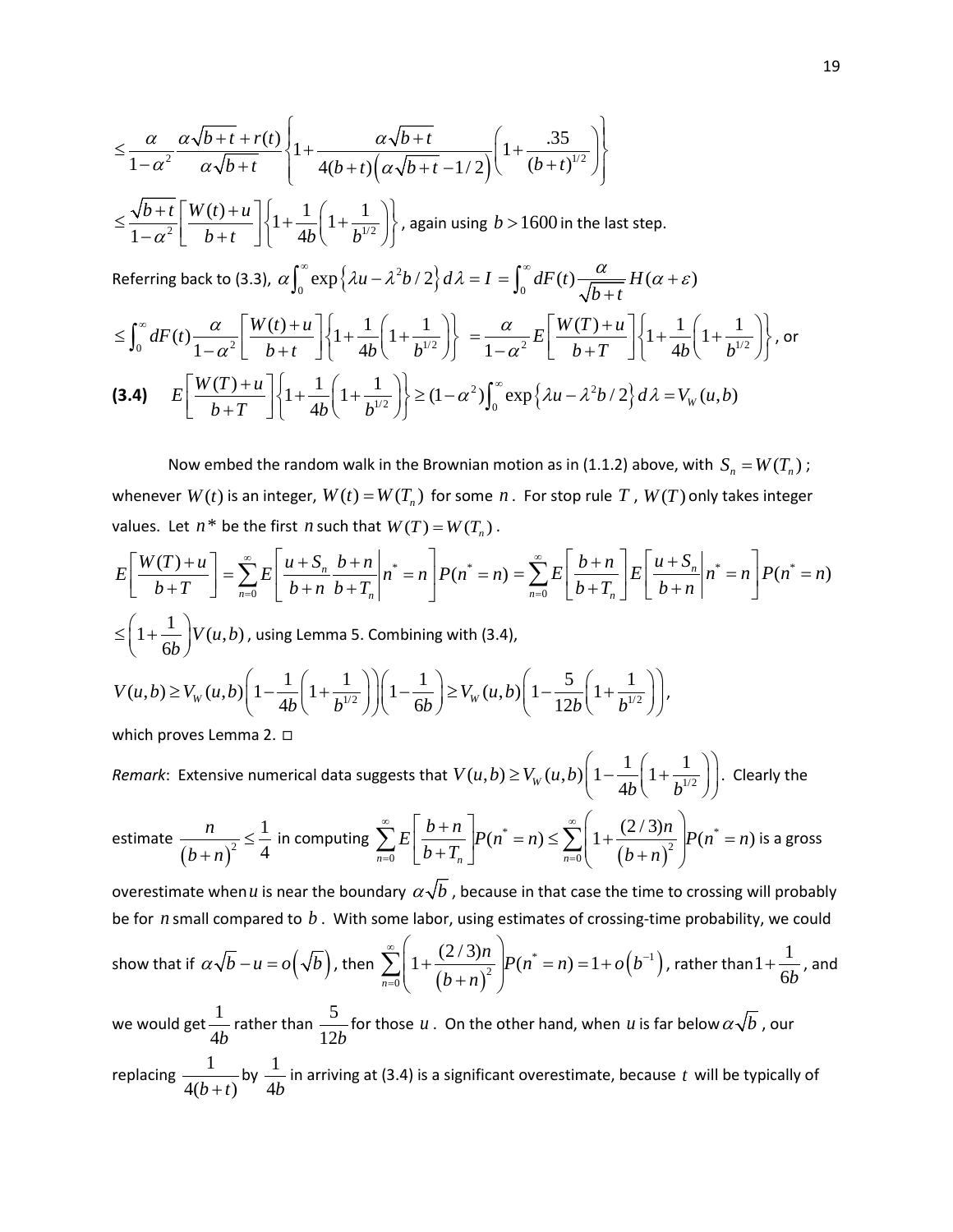$$\le \frac{\alpha}{1-\alpha^2}\frac{\alpha\sqrt{b+t}+r(t)}{\alpha\sqrt{b+t}}\left\{1+\frac{\alpha\sqrt{b+t}}{4(b+t)\left(\alpha\sqrt{b+t}-1/2\right)}\left(1+\frac{.35}{(b+t)^{1/2}}\right)\right\}$$

$\le \frac{\sqrt{b+t}}{1-\alpha^2}\left[\frac{W(t)+u}{b+t}\right]\left\{1+\frac{1}{4b}\left(1+\frac{1}{b^{1/2}}\right)\right\}$, again using $b>1600$ in the last step.

Referring back to (3.3), $\alpha\int_0^\infty \exp\left\{\lambda u-\lambda^2 b/2\right\}d\lambda = I = \int_0^\infty dF(t)\frac{\alpha}{\sqrt{b+t}}H(\alpha+\varepsilon)$

$\le \int_0^\infty dF(t)\frac{\alpha}{1-\alpha^2}\left[\frac{W(t)+u}{b+t}\right]\left\{1+\frac{1}{4b}\left(1+\frac{1}{b^{1/2}}\right)\right\} = \frac{\alpha}{1-\alpha^2}E\left[\frac{W(T)+u}{b+T}\right]\left\{1+\frac{1}{4b}\left(1+\frac{1}{b^{1/2}}\right)\right\}$, or

**(3.4)** $\quad E\left[\frac{W(T)+u}{b+T}\right]\left\{1+\frac{1}{4b}\left(1+\frac{1}{b^{1/2}}\right)\right\} \ge (1-\alpha^2)\int_0^\infty \exp\left\{\lambda u-\lambda^2 b/2\right\}d\lambda = V_W(u,b)$

Now embed the random walk in the Brownian motion as in (1.1.2) above, with $S_n = W(T_n)$; whenever $W(t)$ is an integer, $W(t)=W(T_n)$ for some $n$. For stop rule $T$, $W(T)$ only takes integer values. Let $n^*$ be the first $n$ such that $W(T)=W(T_n)$.

$$E\left[\frac{W(T)+u}{b+T}\right] = \sum_{n=0}^\infty E\left[\frac{u+S_n}{b+n}\frac{b+n}{b+T_n}\middle| n^*=n\right]P(n^*=n) = \sum_{n=0}^\infty E\left[\frac{b+n}{b+T_n}\right]E\left[\frac{u+S_n}{b+n}\middle| n^*=n\right]P(n^*=n)$$

$\le \left(1+\frac{1}{6b}\right)V(u,b)$, using Lemma 5. Combining with (3.4),

$V(u,b) \ge V_W(u,b)\left(1-\frac{1}{4b}\left(1+\frac{1}{b^{1/2}}\right)\right)\left(1-\frac{1}{6b}\right) \ge V_W(u,b)\left(1-\frac{5}{12b}\left(1+\frac{1}{b^{1/2}}\right)\right)$,

which proves Lemma 2. □

*Remark*: Extensive numerical data suggests that $V(u,b)\ge V_W(u,b)\left(1-\frac{1}{4b}\left(1+\frac{1}{b^{1/2}}\right)\right)$. Clearly the estimate $\frac{n}{(b+n)^2}\le\frac{1}{4}$ in computing $\sum_{n=0}^\infty E\left[\frac{b+n}{b+T_n}\right]P(n^*=n) \le \sum_{n=0}^\infty\left(1+\frac{(2/3)n}{(b+n)^2}\right)P(n^*=n)$ is a gross overestimate when $u$ is near the boundary $\alpha\sqrt{b}$, because in that case the time to crossing will probably be for $n$ small compared to $b$. With some labor, using estimates of crossing-time probability, we could show that if $\alpha\sqrt{b}-u=o\left(\sqrt{b}\right)$, then $\sum_{n=0}^\infty\left(1+\frac{(2/3)n}{(b+n)^2}\right)P(n^*=n) = 1+o\left(b^{-1}\right)$, rather than $1+\frac{1}{6b}$, and we would get $\frac{1}{4b}$ rather than $\frac{5}{12b}$ for those $u$. On the other hand, when $u$ is far below $\alpha\sqrt{b}$, our replacing $\frac{1}{4(b+t)}$ by $\frac{1}{4b}$ in arriving at (3.4) is a significant overestimate, because $t$ will be typically of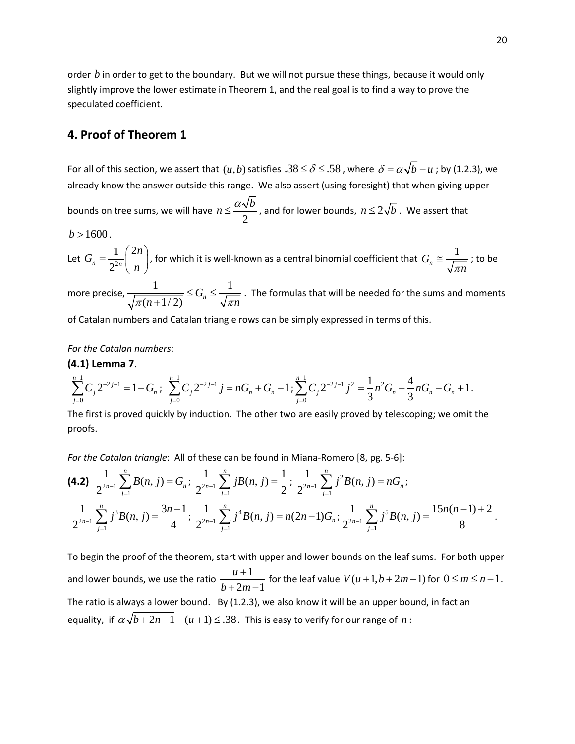order $b$ in order to get to the boundary. But we will not pursue these things, because it would only slightly improve the lower estimate in Theorem 1, and the real goal is to find a way to prove the speculated coefficient.

## 4. Proof of Theorem 1

For all of this section, we assert that $(u,b)$ satisfies $.38 \le \delta \le .58$, where $\delta = \alpha\sqrt{b} - u$; by (1.2.3), we already know the answer outside this range. We also assert (using foresight) that when giving upper bounds on tree sums, we will have $n \le \frac{\alpha\sqrt{b}}{2}$, and for lower bounds, $n \le 2\sqrt{b}$. We assert that $b > 1600$.

Let $G_n = \frac{1}{2^{2n}}\binom{2n}{n}$, for which it is well-known as a central binomial coefficient that $G_n \cong \frac{1}{\sqrt{\pi n}}$; to be more precise, $\frac{1}{\sqrt{\pi(n+1/2)}} \le G_n \le \frac{1}{\sqrt{\pi n}}$. The formulas that will be needed for the sums and moments of Catalan numbers and Catalan triangle rows can be simply expressed in terms of this.

*For the Catalan numbers*:

**(4.1) Lemma 7**.

$$\sum_{j=0}^{n-1} C_j 2^{-2j-1} = 1 - G_n;\ \sum_{j=0}^{n-1} C_j 2^{-2j-1} j = nG_n + G_n - 1;\ \sum_{j=0}^{n-1} C_j 2^{-2j-1} j^2 = \frac{1}{3}n^2 G_n - \frac{4}{3}nG_n - G_n + 1.$$

The first is proved quickly by induction. The other two are easily proved by telescoping; we omit the proofs.

*For the Catalan triangle*: All of these can be found in Miana-Romero [8, pg. 5-6]:

**(4.2)** $$\frac{1}{2^{2n-1}}\sum_{j=1}^{n} B(n,j) = G_n;\ \frac{1}{2^{2n-1}}\sum_{j=1}^{n} jB(n,j) = \frac{1}{2};\ \frac{1}{2^{2n-1}}\sum_{j=1}^{n} j^2 B(n,j) = nG_n;$$

$$\frac{1}{2^{2n-1}}\sum_{j=1}^{n} j^3 B(n,j) = \frac{3n-1}{4};\ \frac{1}{2^{2n-1}}\sum_{j=1}^{n} j^4 B(n,j) = n(2n-1)G_n;\ \frac{1}{2^{2n-1}}\sum_{j=1}^{n} j^5 B(n,j) = \frac{15n(n-1)+2}{8}.$$

To begin the proof of the theorem, start with upper and lower bounds on the leaf sums. For both upper and lower bounds, we use the ratio $\frac{u+1}{b+2m-1}$ for the leaf value $V(u+1, b+2m-1)$ for $0 \le m \le n-1$. The ratio is always a lower bound. By (1.2.3), we also know it will be an upper bound, in fact an equality, if $\alpha\sqrt{b+2n-1} - (u+1) \le .38$. This is easy to verify for our range of $n$: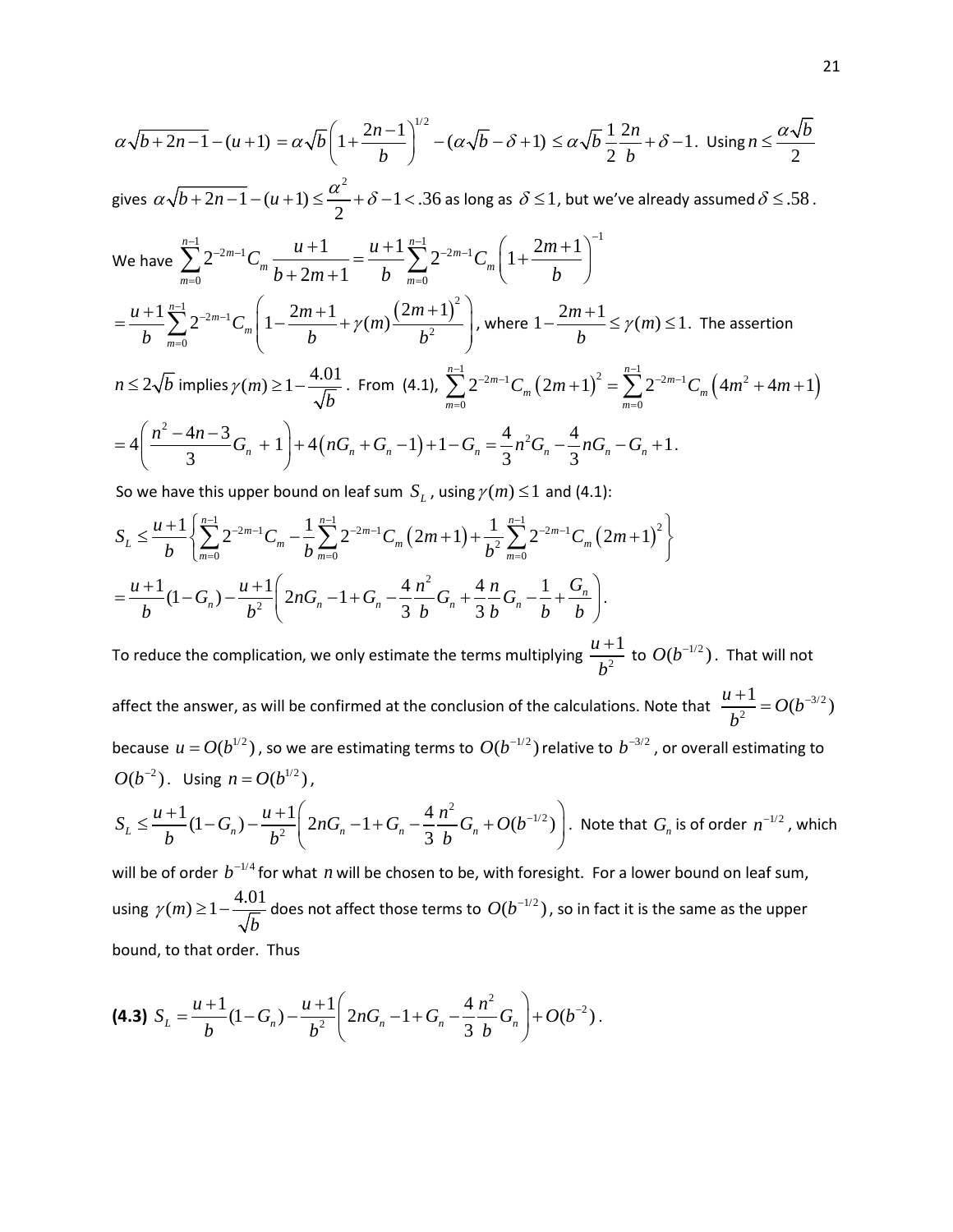$\alpha\sqrt{b+2n-1}-(u+1)=\alpha\sqrt{b}\left(1+\frac{2n-1}{b}\right)^{1/2}-(\alpha\sqrt{b}-\delta+1)\le\alpha\sqrt{b}\,\frac{1}{2}\frac{2n}{b}+\delta-1$. Using $n\le\frac{\alpha\sqrt{b}}{2}$ gives $\alpha\sqrt{b+2n-1}-(u+1)\le\frac{\alpha^2}{2}+\delta-1<.36$ as long as $\delta\le 1$, but we've already assumed $\delta\le .58$.

We have $\sum_{m=0}^{n-1}2^{-2m-1}C_m\frac{u+1}{b+2m+1}=\frac{u+1}{b}\sum_{m=0}^{n-1}2^{-2m-1}C_m\left(1+\frac{2m+1}{b}\right)^{-1}$

$=\frac{u+1}{b}\sum_{m=0}^{n-1}2^{-2m-1}C_m\left(1-\frac{2m+1}{b}+\gamma(m)\frac{(2m+1)^2}{b^2}\right)$, where $1-\frac{2m+1}{b}\le\gamma(m)\le 1$. The assertion $n\le 2\sqrt{b}$ implies $\gamma(m)\ge 1-\frac{4.01}{\sqrt{b}}$. From (4.1), $\sum_{m=0}^{n-1}2^{-2m-1}C_m(2m+1)^2=\sum_{m=0}^{n-1}2^{-2m-1}C_m\left(4m^2+4m+1\right)$

$=4\left(\frac{n^2-4n-3}{3}G_n+1\right)+4\left(nG_n+G_n-1\right)+1-G_n=\frac{4}{3}n^2G_n-\frac{4}{3}nG_n-G_n+1$.

So we have this upper bound on leaf sum $S_L$, using $\gamma(m)\le 1$ and (4.1):

$$S_L\le\frac{u+1}{b}\left\{\sum_{m=0}^{n-1}2^{-2m-1}C_m-\frac{1}{b}\sum_{m=0}^{n-1}2^{-2m-1}C_m(2m+1)+\frac{1}{b^2}\sum_{m=0}^{n-1}2^{-2m-1}C_m(2m+1)^2\right\}$$

$$=\frac{u+1}{b}(1-G_n)-\frac{u+1}{b^2}\left(2nG_n-1+G_n-\frac{4}{3}\frac{n^2}{b}G_n+\frac{4}{3}\frac{n}{b}G_n-\frac{1}{b}+\frac{G_n}{b}\right).$$

To reduce the complication, we only estimate the terms multiplying $\frac{u+1}{b^2}$ to $O(b^{-1/2})$. That will not affect the answer, as will be confirmed at the conclusion of the calculations. Note that $\frac{u+1}{b^2}=O(b^{-3/2})$ because $u=O(b^{1/2})$, so we are estimating terms to $O(b^{-1/2})$ relative to $b^{-3/2}$, or overall estimating to $O(b^{-2})$. Using $n=O(b^{1/2})$,

$S_L\le\frac{u+1}{b}(1-G_n)-\frac{u+1}{b^2}\left(2nG_n-1+G_n-\frac{4}{3}\frac{n^2}{b}G_n+O(b^{-1/2})\right)$. Note that $G_n$ is of order $n^{-1/2}$, which will be of order $b^{-1/4}$ for what $n$ will be chosen to be, with foresight. For a lower bound on leaf sum, using $\gamma(m)\ge 1-\frac{4.01}{\sqrt{b}}$ does not affect those terms to $O(b^{-1/2})$, so in fact it is the same as the upper bound, to that order. Thus

**(4.3)** $S_L=\frac{u+1}{b}(1-G_n)-\frac{u+1}{b^2}\left(2nG_n-1+G_n-\frac{4}{3}\frac{n^2}{b}G_n\right)+O(b^{-2})$.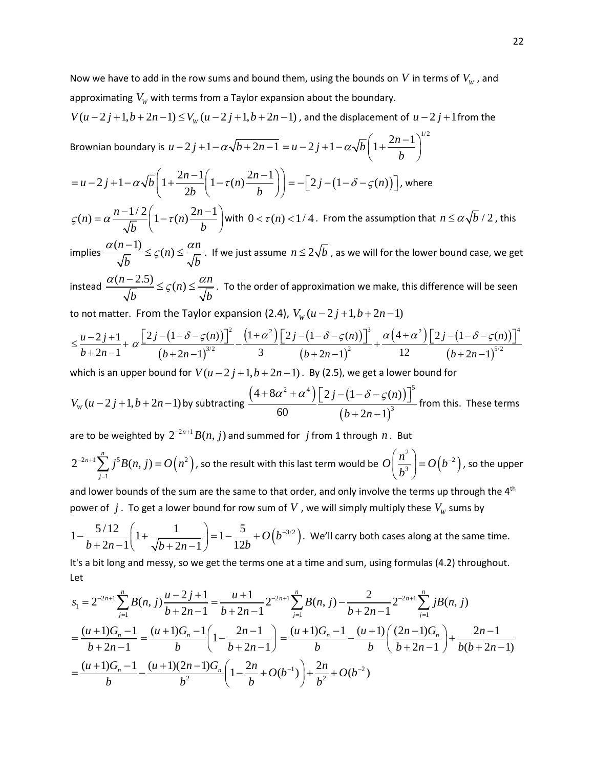Now we have to add in the row sums and bound them, using the bounds on $V$ in terms of $V_W$, and approximating $V_W$ with terms from a Taylor expansion about the boundary.

$V(u-2j+1,b+2n-1) \le V_W(u-2j+1,b+2n-1)$, and the displacement of $u-2j+1$ from the Brownian boundary is $u-2j+1-\alpha\sqrt{b+2n-1} = u-2j+1-\alpha\sqrt{b}\left(1+\frac{2n-1}{b}\right)^{1/2}$

$= u-2j+1-\alpha\sqrt{b}\left(1+\frac{2n-1}{2b}\left(1-\tau(n)\frac{2n-1}{b}\right)\right) = -\left[2j-\left(1-\delta-\varsigma(n)\right)\right]$, where

$\varsigma(n) = \alpha\frac{n-1/2}{\sqrt{b}}\left(1-\tau(n)\frac{2n-1}{b}\right)$ with $0<\tau(n)<1/4$. From the assumption that $n \le \alpha\sqrt{b}/2$, this implies $\frac{\alpha(n-1)}{\sqrt{b}} \le \varsigma(n) \le \frac{\alpha n}{\sqrt{b}}$. If we just assume $n \le 2\sqrt{b}$, as we will for the lower bound case, we get instead $\frac{\alpha(n-2.5)}{\sqrt{b}} \le \varsigma(n) \le \frac{\alpha n}{\sqrt{b}}$. To the order of approximation we make, this difference will be seen to not matter. From the Taylor expansion (2.4), $V_W(u-2j+1,b+2n-1)$

$$\le \frac{u-2j+1}{b+2n-1} + \alpha\frac{\left[2j-\left(1-\delta-\varsigma(n)\right)\right]^2}{\left(b+2n-1\right)^{3/2}} - \frac{\left(1+\alpha^2\right)}{3}\frac{\left[2j-\left(1-\delta-\varsigma(n)\right)\right]^3}{\left(b+2n-1\right)^2} + \frac{\alpha\left(4+\alpha^2\right)}{12}\frac{\left[2j-\left(1-\delta-\varsigma(n)\right)\right]^4}{\left(b+2n-1\right)^{5/2}}$$

which is an upper bound for $V(u-2j+1,b+2n-1)$. By (2.5), we get a lower bound for $V_W(u-2j+1,b+2n-1)$ by subtracting $\frac{\left(4+8\alpha^2+\alpha^4\right)}{60}\frac{\left[2j-\left(1-\delta-\varsigma(n)\right)\right]^5}{\left(b+2n-1\right)^3}$ from this. These terms are to be weighted by $2^{-2n+1}B(n,j)$ and summed for $j$ from 1 through $n$. But $2^{-2n+1}\sum_{j=1}^{n} j^5 B(n,j) = O\left(n^2\right)$, so the result with this last term would be $O\left(\frac{n^2}{b^3}\right) = O\left(b^{-2}\right)$, so the upper and lower bounds of the sum are the same to that order, and only involve the terms up through the 4th power of $j$. To get a lower bound for row sum of $V$, we will simply multiply these $V_W$ sums by

$1-\frac{5/12}{b+2n-1}\left(1+\frac{1}{\sqrt{b+2n-1}}\right) = 1-\frac{5}{12b}+O\left(b^{-3/2}\right)$. We'll carry both cases along at the same time.

It's a bit long and messy, so we get the terms one at a time and sum, using formulas (4.2) throughout. Let

$$s_1 = 2^{-2n+1}\sum_{j=1}^{n} B(n,j)\frac{u-2j+1}{b+2n-1} = \frac{u+1}{b+2n-1}2^{-2n+1}\sum_{j=1}^{n} B(n,j) - \frac{2}{b+2n-1}2^{-2n+1}\sum_{j=1}^{n} jB(n,j)$$

$$= \frac{(u+1)G_n-1}{b+2n-1} = \frac{(u+1)G_n-1}{b}\left(1-\frac{2n-1}{b+2n-1}\right) = \frac{(u+1)G_n-1}{b} - \frac{(u+1)}{b}\left(\frac{(2n-1)G_n}{b+2n-1}\right) + \frac{2n-1}{b(b+2n-1)}$$

$$= \frac{(u+1)G_n-1}{b} - \frac{(u+1)(2n-1)G_n}{b^2}\left(1-\frac{2n}{b}+O(b^{-1})\right) + \frac{2n}{b^2} + O(b^{-2})$$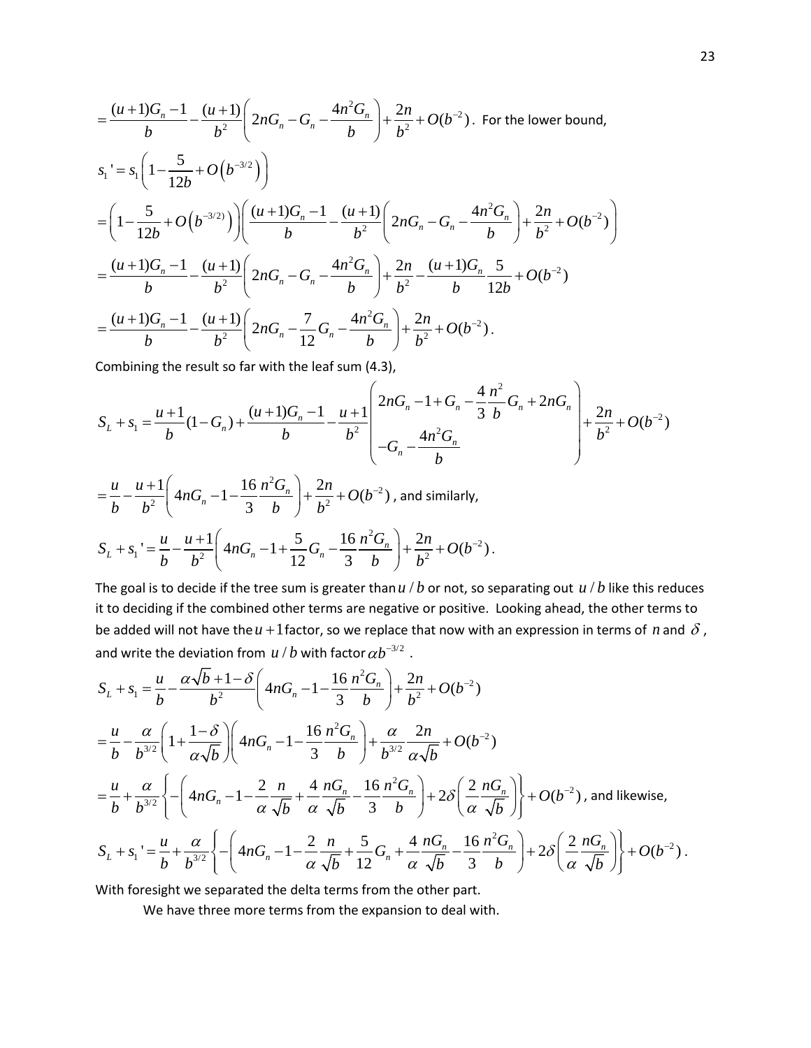$$= \frac{(u+1)G_n - 1}{b} - \frac{(u+1)}{b^2}\left(2nG_n - G_n - \frac{4n^2G_n}{b}\right) + \frac{2n}{b^2} + O(b^{-2})$$. For the lower bound,

$$s_1' = s_1\left(1 - \frac{5}{12b} + O\left(b^{-3/2}\right)\right)$$

$$= \left(1 - \frac{5}{12b} + O\left(b^{-3/2)}\right)\right)\left(\frac{(u+1)G_n - 1}{b} - \frac{(u+1)}{b^2}\left(2nG_n - G_n - \frac{4n^2G_n}{b}\right) + \frac{2n}{b^2} + O(b^{-2})\right)$$

$$= \frac{(u+1)G_n - 1}{b} - \frac{(u+1)}{b^2}\left(2nG_n - G_n - \frac{4n^2G_n}{b}\right) + \frac{2n}{b^2} - \frac{(u+1)G_n}{b}\frac{5}{12b} + O(b^{-2})$$

$$= \frac{(u+1)G_n - 1}{b} - \frac{(u+1)}{b^2}\left(2nG_n - \frac{7}{12}G_n - \frac{4n^2G_n}{b}\right) + \frac{2n}{b^2} + O(b^{-2}).$$

Combining the result so far with the leaf sum (4.3),

$$S_L + s_1 = \frac{u+1}{b}(1 - G_n) + \frac{(u+1)G_n - 1}{b} - \frac{u+1}{b^2}\begin{pmatrix} 2nG_n - 1 + G_n - \frac{4}{3}\frac{n^2}{b}G_n + 2nG_n \\ -G_n - \frac{4n^2G_n}{b} \end{pmatrix} + \frac{2n}{b^2} + O(b^{-2})$$

$$= \frac{u}{b} - \frac{u+1}{b^2}\left(4nG_n - 1 - \frac{16}{3}\frac{n^2G_n}{b}\right) + \frac{2n}{b^2} + O(b^{-2})$$, and similarly,

$$S_L + s_1' = \frac{u}{b} - \frac{u+1}{b^2}\left(4nG_n - 1 + \frac{5}{12}G_n - \frac{16}{3}\frac{n^2G_n}{b}\right) + \frac{2n}{b^2} + O(b^{-2}).$$

The goal is to decide if the tree sum is greater than $u/b$ or not, so separating out $u/b$ like this reduces it to deciding if the combined other terms are negative or positive. Looking ahead, the other terms to be added will not have the $u+1$ factor, so we replace that now with an expression in terms of $n$ and $\delta$, and write the deviation from $u/b$ with factor $\alpha b^{-3/2}$.

$$S_L + s_1 = \frac{u}{b} - \frac{\alpha\sqrt{b} + 1 - \delta}{b^2}\left(4nG_n - 1 - \frac{16}{3}\frac{n^2G_n}{b}\right) + \frac{2n}{b^2} + O(b^{-2})$$

$$= \frac{u}{b} - \frac{\alpha}{b^{3/2}}\left(1 + \frac{1-\delta}{\alpha\sqrt{b}}\right)\left(4nG_n - 1 - \frac{16}{3}\frac{n^2G_n}{b}\right) + \frac{\alpha}{b^{3/2}}\frac{2n}{\alpha\sqrt{b}} + O(b^{-2})$$

$$= \frac{u}{b} + \frac{\alpha}{b^{3/2}}\left\{-\left(4nG_n - 1 - \frac{2}{\alpha}\frac{n}{\sqrt{b}} + \frac{4}{\alpha}\frac{nG_n}{\sqrt{b}} - \frac{16}{3}\frac{n^2G_n}{b}\right) + 2\delta\left(\frac{2}{\alpha}\frac{nG_n}{\sqrt{b}}\right)\right\} + O(b^{-2})$$, and likewise,

$$S_L + s_1' = \frac{u}{b} + \frac{\alpha}{b^{3/2}}\left\{-\left(4nG_n - 1 - \frac{2}{\alpha}\frac{n}{\sqrt{b}} + \frac{5}{12}G_n + \frac{4}{\alpha}\frac{nG_n}{\sqrt{b}} - \frac{16}{3}\frac{n^2G_n}{b}\right) + 2\delta\left(\frac{2}{\alpha}\frac{nG_n}{\sqrt{b}}\right)\right\} + O(b^{-2}).$$

With foresight we separated the delta terms from the other part.

We have three more terms from the expansion to deal with.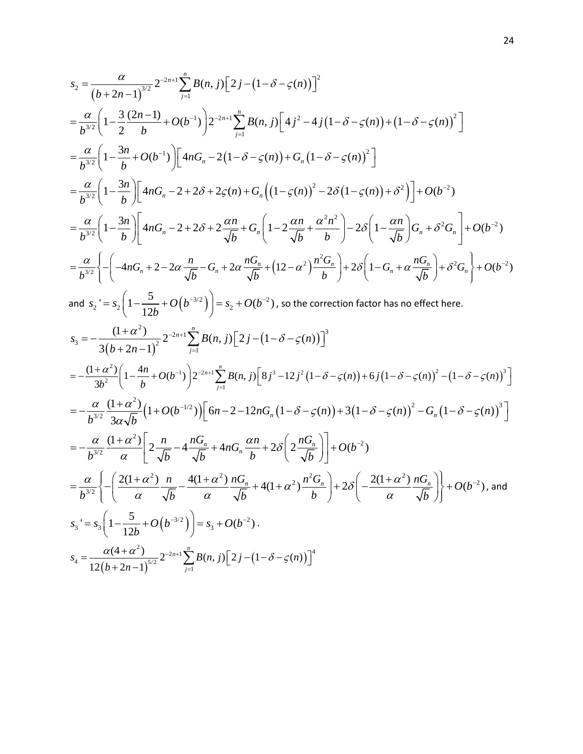$$s_2 = \frac{\alpha}{\left(b+2n-1\right)^{3/2}} 2^{-2n+1} \sum_{j=1}^{n} B(n,j)\left[2j - \left(1-\delta-\varsigma(n)\right)\right]^2$$

$$= \frac{\alpha}{b^{3/2}}\left(1 - \frac{3}{2}\frac{(2n-1)}{b} + O(b^{-1})\right) 2^{-2n+1} \sum_{j=1}^{n} B(n,j)\left[4j^2 - 4j\left(1-\delta-\varsigma(n)\right) + \left(1-\delta-\varsigma(n)\right)^2\right]$$

$$= \frac{\alpha}{b^{3/2}}\left(1 - \frac{3n}{b} + O(b^{-1})\right)\left[4nG_n - 2\left(1-\delta-\varsigma(n)\right) + G_n\left(1-\delta-\varsigma(n)\right)^2\right]$$

$$= \frac{\alpha}{b^{3/2}}\left(1 - \frac{3n}{b}\right)\left[4nG_n - 2 + 2\delta + 2\varsigma(n) + G_n\left(\left(1-\varsigma(n)\right)^2 - 2\delta\left(1-\varsigma(n)\right) + \delta^2\right)\right] + O(b^{-2})$$

$$= \frac{\alpha}{b^{3/2}}\left(1 - \frac{3n}{b}\right)\left[4nG_n - 2 + 2\delta + 2\frac{\alpha n}{\sqrt{b}} + G_n\left(1 - 2\frac{\alpha n}{\sqrt{b}} + \frac{\alpha^2 n^2}{b}\right) - 2\delta\left(1 - \frac{\alpha n}{\sqrt{b}}\right)G_n + \delta^2 G_n\right] + O(b^{-2})$$

$$= \frac{\alpha}{b^{3/2}}\left\{-\left(-4nG_n + 2 - 2\alpha\frac{n}{\sqrt{b}} - G_n + 2\alpha\frac{nG_n}{\sqrt{b}} + \left(12-\alpha^2\right)\frac{n^2 G_n}{b}\right) + 2\delta\left(1 - G_n + \alpha\frac{nG_n}{\sqrt{b}}\right) + \delta^2 G_n\right\} + O(b^{-2})$$

and $s_2' = s_2\left(1 - \frac{5}{12b} + O\left(b^{-3/2}\right)\right) = s_2 + O(b^{-2})$, so the correction factor has no effect here.

$$s_3 = -\frac{(1+\alpha^2)}{3\left(b+2n-1\right)^2} 2^{-2n+1} \sum_{j=1}^{n} B(n,j)\left[2j - \left(1-\delta-\varsigma(n)\right)\right]^3$$

$$= -\frac{(1+\alpha^2)}{3b^2}\left(1 - \frac{4n}{b} + O(b^{-1})\right) 2^{-2n+1} \sum_{j=1}^{n} B(n,j)\left[8j^3 - 12j^2\left(1-\delta-\varsigma(n)\right) + 6j\left(1-\delta-\varsigma(n)\right)^2 - \left(1-\delta-\varsigma(n)\right)^3\right]$$

$$= -\frac{\alpha}{b^{3/2}}\frac{(1+\alpha^2)}{3\alpha\sqrt{b}}\left(1 + O(b^{-1/2})\right)\left[6n - 2 - 12nG_n\left(1-\delta-\varsigma(n)\right) + 3\left(1-\delta-\varsigma(n)\right)^2 - G_n\left(1-\delta-\varsigma(n)\right)^3\right]$$

$$= -\frac{\alpha}{b^{3/2}}\frac{(1+\alpha^2)}{\alpha}\left[2\frac{n}{\sqrt{b}} - 4\frac{nG_n}{\sqrt{b}} + 4nG_n\frac{\alpha n}{b} + 2\delta\left(2\frac{nG_n}{\sqrt{b}}\right)\right] + O(b^{-2})$$

$$= \frac{\alpha}{b^{3/2}}\left\{-\left(\frac{2(1+\alpha^2)}{\alpha}\frac{n}{\sqrt{b}} - \frac{4(1+\alpha^2)}{\alpha}\frac{nG_n}{\sqrt{b}} + 4(1+\alpha^2)\frac{n^2 G_n}{b}\right) + 2\delta\left(-\frac{2(1+\alpha^2)}{\alpha}\frac{nG_n}{\sqrt{b}}\right)\right\} + O(b^{-2}), \text{ and}$$

$$s_3' = s_3\left(1 - \frac{5}{12b} + O\left(b^{-3/2}\right)\right) = s_3 + O(b^{-2}).$$

$$s_4 = \frac{\alpha(4+\alpha^2)}{12\left(b+2n-1\right)^{5/2}} 2^{-2n+1} \sum_{j=1}^{n} B(n,j)\left[2j - \left(1-\delta-\varsigma(n)\right)\right]^4$$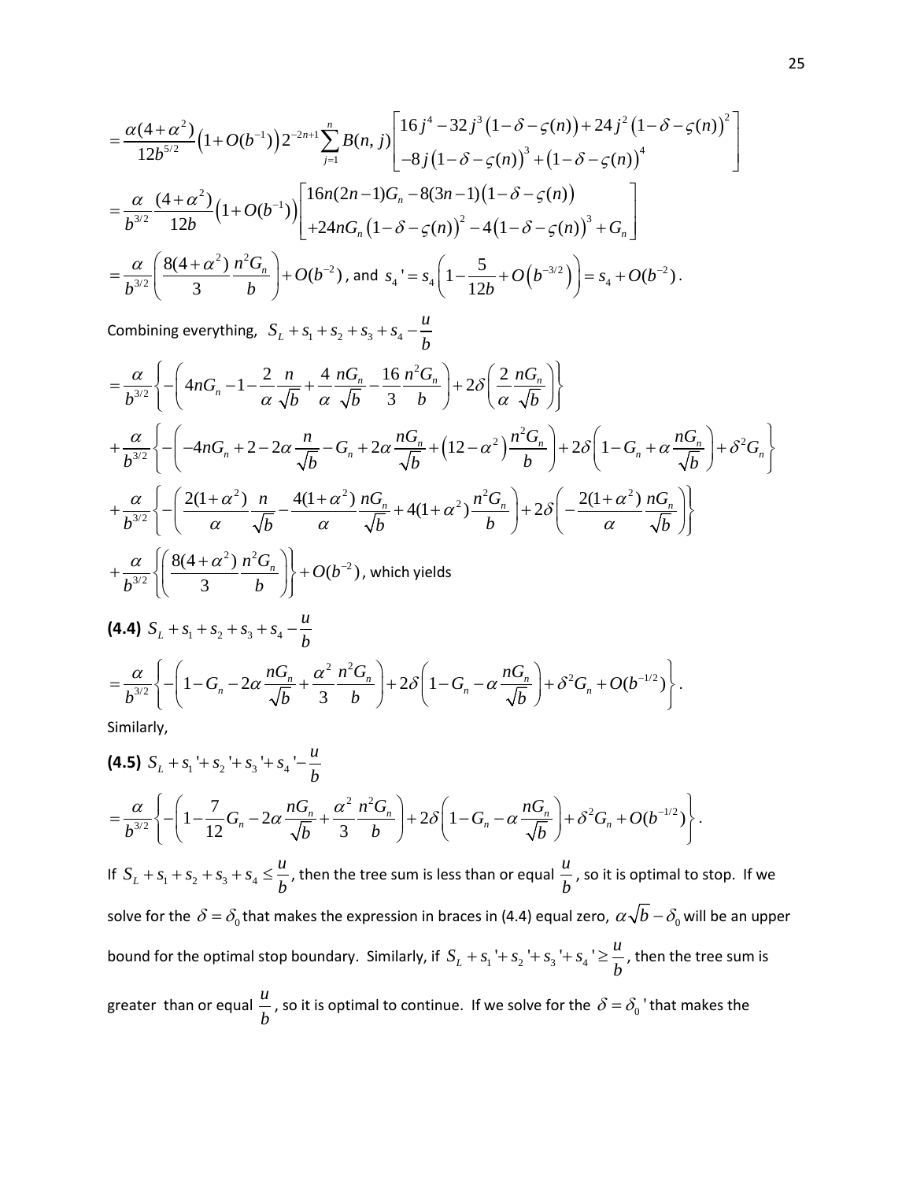$$= \frac{\alpha(4+\alpha^2)}{12b^{5/2}}\left(1+O(b^{-1})\right)2^{-2n+1}\sum_{j=1}^{n} B(n,j)\begin{bmatrix} 16j^4 - 32j^3\left(1-\delta-\varsigma(n)\right) + 24j^2\left(1-\delta-\varsigma(n)\right)^2 \\ -8j\left(1-\delta-\varsigma(n)\right)^3 + \left(1-\delta-\varsigma(n)\right)^4 \end{bmatrix}$$

$$= \frac{\alpha}{b^{3/2}}\frac{(4+\alpha^2)}{12b}\left(1+O(b^{-1})\right)\begin{bmatrix} 16n(2n-1)G_n - 8(3n-1)\left(1-\delta-\varsigma(n)\right) \\ +24nG_n\left(1-\delta-\varsigma(n)\right)^2 - 4\left(1-\delta-\varsigma(n)\right)^3 + G_n \end{bmatrix}$$

$$= \frac{\alpha}{b^{3/2}}\left(\frac{8(4+\alpha^2)}{3}\frac{n^2G_n}{b}\right) + O(b^{-2}), \text{ and } s_4' = s_4\left(1-\frac{5}{12b}+O\left(b^{-3/2}\right)\right) = s_4 + O(b^{-2}).$$

Combining everything, $S_L + s_1 + s_2 + s_3 + s_4 - \dfrac{u}{b}$

$$= \frac{\alpha}{b^{3/2}}\left\{-\left(4nG_n - 1 - \frac{2}{\alpha}\frac{n}{\sqrt{b}} + \frac{4}{\alpha}\frac{nG_n}{\sqrt{b}} - \frac{16}{3}\frac{n^2G_n}{b}\right) + 2\delta\left(\frac{2}{\alpha}\frac{nG_n}{\sqrt{b}}\right)\right\}$$

$$+ \frac{\alpha}{b^{3/2}}\left\{-\left(-4nG_n + 2 - 2\alpha\frac{n}{\sqrt{b}} - G_n + 2\alpha\frac{nG_n}{\sqrt{b}} + \left(12-\alpha^2\right)\frac{n^2G_n}{b}\right) + 2\delta\left(1 - G_n + \alpha\frac{nG_n}{\sqrt{b}}\right) + \delta^2G_n\right\}$$

$$+ \frac{\alpha}{b^{3/2}}\left\{-\left(\frac{2(1+\alpha^2)}{\alpha}\frac{n}{\sqrt{b}} - \frac{4(1+\alpha^2)}{\alpha}\frac{nG_n}{\sqrt{b}} + 4(1+\alpha^2)\frac{n^2G_n}{b}\right) + 2\delta\left(-\frac{2(1+\alpha^2)}{\alpha}\frac{nG_n}{\sqrt{b}}\right)\right\}$$

$$+ \frac{\alpha}{b^{3/2}}\left\{\left(\frac{8(4+\alpha^2)}{3}\frac{n^2G_n}{b}\right)\right\} + O(b^{-2}), \text{ which yields}$$

**(4.4)** $S_L + s_1 + s_2 + s_3 + s_4 - \dfrac{u}{b}$

$$= \frac{\alpha}{b^{3/2}}\left\{-\left(1 - G_n - 2\alpha\frac{nG_n}{\sqrt{b}} + \frac{\alpha^2}{3}\frac{n^2G_n}{b}\right) + 2\delta\left(1 - G_n - \alpha\frac{nG_n}{\sqrt{b}}\right) + \delta^2G_n + O(b^{-1/2})\right\}.$$

Similarly,

**(4.5)** $S_L + s_1' + s_2' + s_3' + s_4' - \dfrac{u}{b}$

$$= \frac{\alpha}{b^{3/2}}\left\{-\left(1 - \frac{7}{12}G_n - 2\alpha\frac{nG_n}{\sqrt{b}} + \frac{\alpha^2}{3}\frac{n^2G_n}{b}\right) + 2\delta\left(1 - G_n - \alpha\frac{nG_n}{\sqrt{b}}\right) + \delta^2G_n + O(b^{-1/2})\right\}.$$

If $S_L + s_1 + s_2 + s_3 + s_4 \le \dfrac{u}{b}$, then the tree sum is less than or equal $\dfrac{u}{b}$, so it is optimal to stop. If we solve for the $\delta = \delta_0$ that makes the expression in braces in (4.4) equal zero, $\alpha\sqrt{b} - \delta_0$ will be an upper bound for the optimal stop boundary. Similarly, if $S_L + s_1' + s_2' + s_3' + s_4' \ge \dfrac{u}{b}$, then the tree sum is greater than or equal $\dfrac{u}{b}$, so it is optimal to continue. If we solve for the $\delta = \delta_0'$ that makes the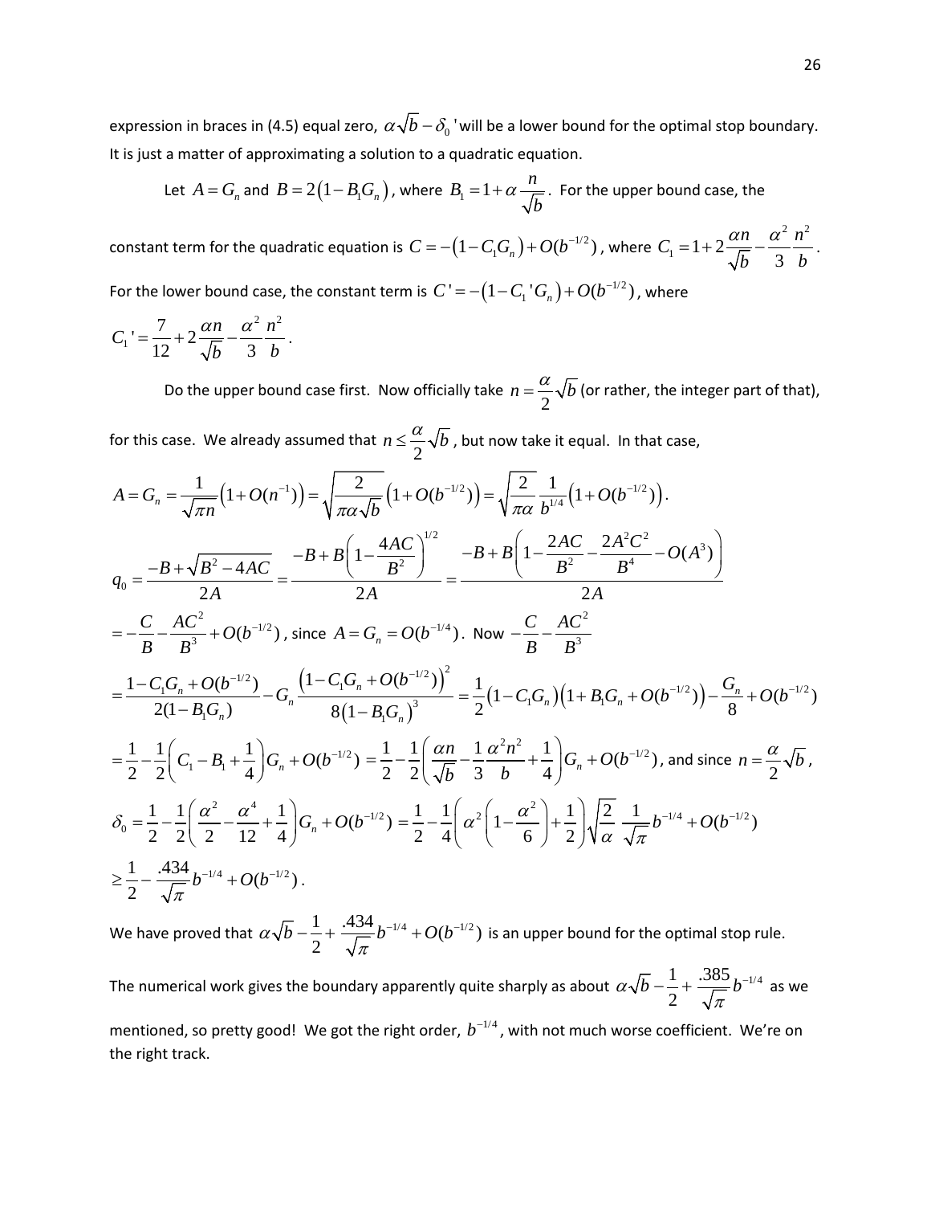expression in braces in (4.5) equal zero, $\alpha\sqrt{b}-\delta_0{}'$ will be a lower bound for the optimal stop boundary. It is just a matter of approximating a solution to a quadratic equation.

Let $A = G_n$ and $B = 2(1-B_1G_n)$, where $B_1 = 1+\alpha\dfrac{n}{\sqrt{b}}$. For the upper bound case, the constant term for the quadratic equation is $C = -(1-C_1G_n)+O(b^{-1/2})$, where $C_1 = 1+2\dfrac{\alpha n}{\sqrt{b}}-\dfrac{\alpha^2}{3}\dfrac{n^2}{b}$. For the lower bound case, the constant term is $C' = -(1-C_1{}'G_n)+O(b^{-1/2})$, where $C_1{}' = \dfrac{7}{12}+2\dfrac{\alpha n}{\sqrt{b}}-\dfrac{\alpha^2}{3}\dfrac{n^2}{b}$.

Do the upper bound case first. Now officially take $n = \dfrac{\alpha}{2}\sqrt{b}$ (or rather, the integer part of that), for this case. We already assumed that $n \le \dfrac{\alpha}{2}\sqrt{b}$, but now take it equal. In that case,

$$A = G_n = \frac{1}{\sqrt{\pi n}}\left(1+O(n^{-1})\right) = \sqrt{\frac{2}{\pi\alpha\sqrt{b}}}\left(1+O(b^{-1/2})\right) = \sqrt{\frac{2}{\pi\alpha}}\frac{1}{b^{1/4}}\left(1+O(b^{-1/2})\right).$$

$$q_0 = \frac{-B+\sqrt{B^2-4AC}}{2A} = \frac{-B+B\left(1-\dfrac{4AC}{B^2}\right)^{1/2}}{2A} = \frac{-B+B\left(1-\dfrac{2AC}{B^2}-\dfrac{2A^2C^2}{B^4}-O(A^3)\right)}{2A}$$

$= -\dfrac{C}{B}-\dfrac{AC^2}{B^3}+O(b^{-1/2})$, since $A = G_n = O(b^{-1/4})$. Now $-\dfrac{C}{B}-\dfrac{AC^2}{B^3}$

$$= \frac{1-C_1G_n+O(b^{-1/2})}{2(1-B_1G_n)} - G_n\frac{\left(1-C_1G_n+O(b^{-1/2})\right)^2}{8\left(1-B_1G_n\right)^3} = \frac{1}{2}\left(1-C_1G_n\right)\left(1+B_1G_n+O(b^{-1/2})\right)-\frac{G_n}{8}+O(b^{-1/2})$$

$= \dfrac{1}{2}-\dfrac{1}{2}\left(C_1-B_1+\dfrac{1}{4}\right)G_n+O(b^{-1/2}) = \dfrac{1}{2}-\dfrac{1}{2}\left(\dfrac{\alpha n}{\sqrt{b}}-\dfrac{1}{3}\dfrac{\alpha^2n^2}{b}+\dfrac{1}{4}\right)G_n+O(b^{-1/2})$, and since $n = \dfrac{\alpha}{2}\sqrt{b}$,

$$\delta_0 = \frac{1}{2}-\frac{1}{2}\left(\frac{\alpha^2}{2}-\frac{\alpha^4}{12}+\frac{1}{4}\right)G_n+O(b^{-1/2}) = \frac{1}{2}-\frac{1}{4}\left(\alpha^2\left(1-\frac{\alpha^2}{6}\right)+\frac{1}{2}\right)\sqrt{\frac{2}{\alpha}}\frac{1}{\sqrt{\pi}}b^{-1/4}+O(b^{-1/2})$$

$$\ge \frac{1}{2}-\frac{.434}{\sqrt{\pi}}b^{-1/4}+O(b^{-1/2}).$$

We have proved that $\alpha\sqrt{b}-\dfrac{1}{2}+\dfrac{.434}{\sqrt{\pi}}b^{-1/4}+O(b^{-1/2})$ is an upper bound for the optimal stop rule.

The numerical work gives the boundary apparently quite sharply as about $\alpha\sqrt{b}-\dfrac{1}{2}+\dfrac{.385}{\sqrt{\pi}}b^{-1/4}$ as we mentioned, so pretty good! We got the right order, $b^{-1/4}$, with not much worse coefficient. We're on the right track.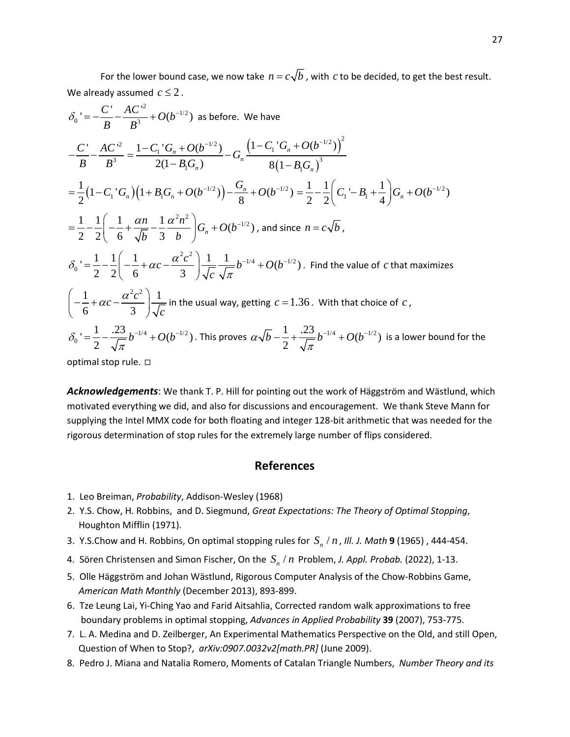For the lower bound case, we now take $n = c\sqrt{b}$, with $c$ to be decided, to get the best result. We already assumed $c \le 2$.

$\delta_0{}' = -\frac{C'}{B} - \frac{AC'^2}{B^3} + O(b^{-1/2})$ as before. We have

$$-\frac{C'}{B} - \frac{AC'^2}{B^3} = \frac{1 - C_1{}'G_n + O(b^{-1/2})}{2(1 - B_1G_n)} - G_n \frac{\left(1 - C_1{}'G_n + O(b^{-1/2})\right)^2}{8\left(1 - B_1G_n\right)^3}$$

$$= \frac{1}{2}\left(1 - C_1{}'G_n\right)\left(1 + B_1G_n + O(b^{-1/2})\right) - \frac{G_n}{8} + O(b^{-1/2}) = \frac{1}{2} - \frac{1}{2}\left(C_1{}' - B_1 + \frac{1}{4}\right)G_n + O(b^{-1/2})$$

$= \frac{1}{2} - \frac{1}{2}\left(-\frac{1}{6} + \frac{\alpha n}{\sqrt{b}} - \frac{1}{3}\frac{\alpha^2 n^2}{b}\right)G_n + O(b^{-1/2})$, and since $n = c\sqrt{b}$,

$\delta_0{}' = \frac{1}{2} - \frac{1}{2}\left(-\frac{1}{6} + \alpha c - \frac{\alpha^2 c^2}{3}\right)\frac{1}{\sqrt{c}}\frac{1}{\sqrt{\pi}}b^{-1/4} + O(b^{-1/2})$. Find the value of $c$ that maximizes

$\left(-\frac{1}{6} + \alpha c - \frac{\alpha^2 c^2}{3}\right)\frac{1}{\sqrt{c}}$ in the usual way, getting $c = 1.36$. With that choice of $c$,

$\delta_0{}' = \frac{1}{2} - \frac{.23}{\sqrt{\pi}}b^{-1/4} + O(b^{-1/2})$. This proves $\alpha\sqrt{b} - \frac{1}{2} + \frac{.23}{\sqrt{\pi}}b^{-1/4} + O(b^{-1/2})$ is a lower bound for the optimal stop rule. □

***Acknowledgements***: We thank T. P. Hill for pointing out the work of Häggström and Wästlund, which motivated everything we did, and also for discussions and encouragement. We thank Steve Mann for supplying the Intel MMX code for both floating and integer 128-bit arithmetic that was needed for the rigorous determination of stop rules for the extremely large number of flips considered.

## References

1. Leo Breiman, *Probability*, Addison-Wesley (1968)
2. Y.S. Chow, H. Robbins, and D. Siegmund, *Great Expectations: The Theory of Optimal Stopping*, Houghton Mifflin (1971).
3. Y.S.Chow and H. Robbins, On optimal stopping rules for $S_n / n$, *Ill. J. Math* **9** (1965) , 444-454.
4. Sören Christensen and Simon Fischer, On the $S_n / n$ Problem, *J. Appl. Probab.* (2022), 1-13.
5. Olle Häggström and Johan Wästlund, Rigorous Computer Analysis of the Chow-Robbins Game, *American Math Monthly* (December 2013), 893-899.
6. Tze Leung Lai, Yi-Ching Yao and Farid Aitsahlia, Corrected random walk approximations to free boundary problems in optimal stopping, *Advances in Applied Probability* **39** (2007), 753-775.
7. L. A. Medina and D. Zeilberger, An Experimental Mathematics Perspective on the Old, and still Open, Question of When to Stop?, *arXiv:0907.0032v2[math.PR]* (June 2009).
8. Pedro J. Miana and Natalia Romero, Moments of Catalan Triangle Numbers, *Number Theory and its*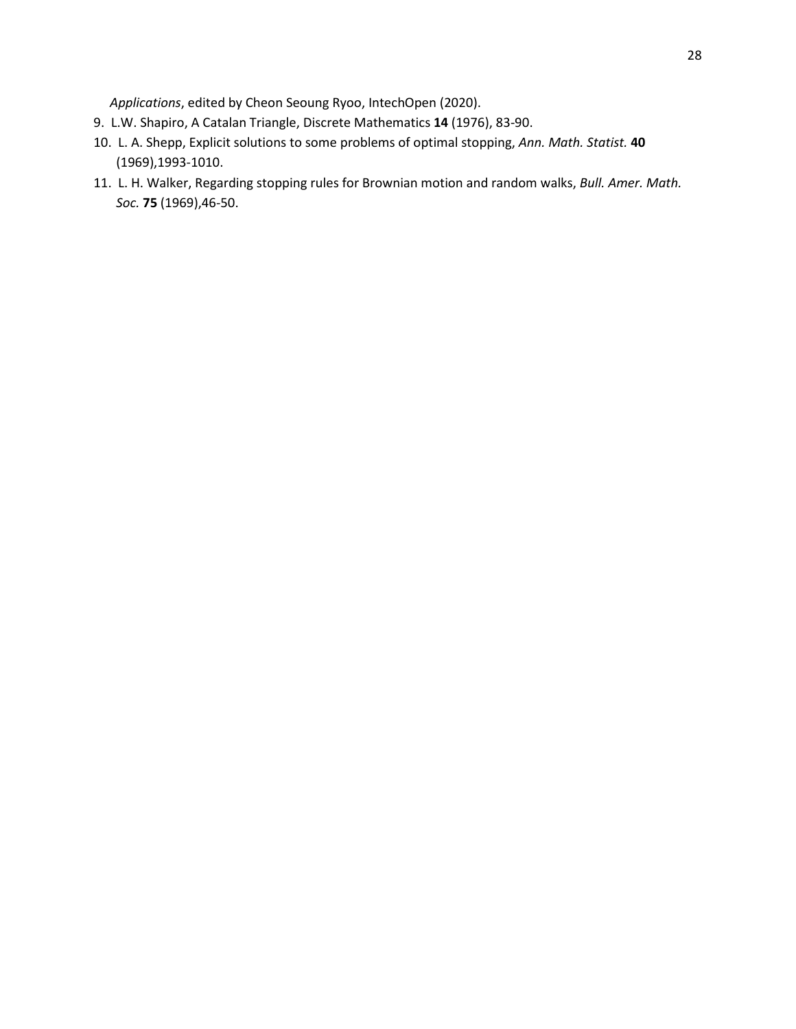*Applications*, edited by Cheon Seoung Ryoo, IntechOpen (2020).

9. L.W. Shapiro, A Catalan Triangle, Discrete Mathematics **14** (1976), 83-90.
10. L. A. Shepp, Explicit solutions to some problems of optimal stopping, *Ann. Math. Statist.* **40** (1969),1993-1010.
11. L. H. Walker, Regarding stopping rules for Brownian motion and random walks, *Bull. Amer. Math. Soc.* **75** (1969),46-50.